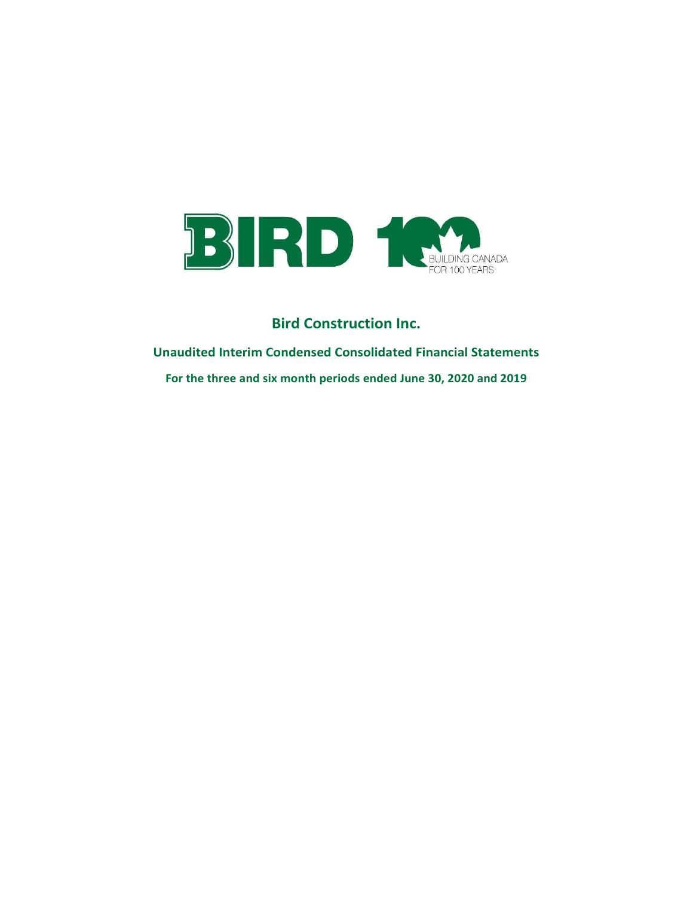# Bird Construction Inc.

## Unaudited Interim Condensed Consolidated Financial Statements

### For the three and six month periods ended June 30, 2020 and 2019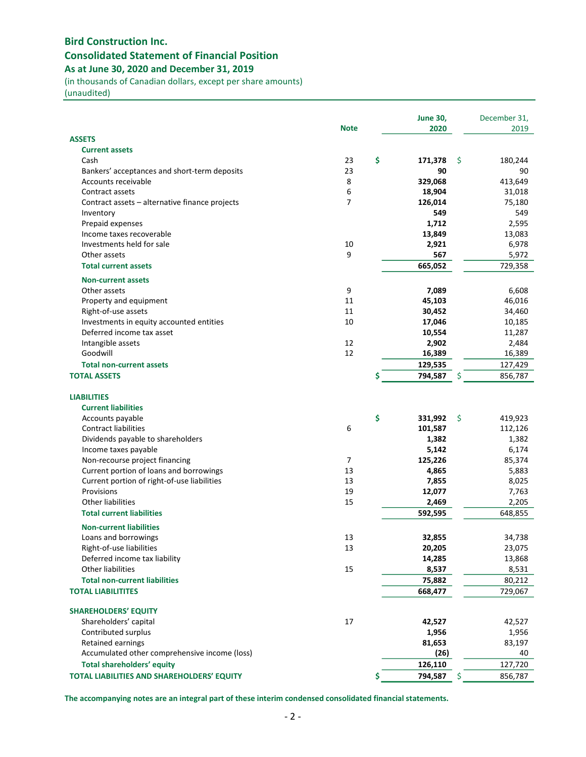# Bird Construction Inc.

## Consolidated Statement of Financial Position

### As at June 30, 2020 and December 31, 2019

(in thousands of Canadian dollars, except per share amounts)
(unaudited)

| | Note | June 30, 2020 | December 31, 2019 |
|---|---|---|---|
| **ASSETS** | | | |
| **Current assets** | | | |
| Cash | 23 | $ **171,378** | $ 180,244 |
| Bankers' acceptances and short-term deposits | 23 | **90** | 90 |
| Accounts receivable | 8 | **329,068** | 413,649 |
| Contract assets | 6 | **18,904** | 31,018 |
| Contract assets – alternative finance projects | 7 | **126,014** | 75,180 |
| Inventory | | **549** | 549 |
| Prepaid expenses | | **1,712** | 2,595 |
| Income taxes recoverable | | **13,849** | 13,083 |
| Investments held for sale | 10 | **2,921** | 6,978 |
| Other assets | 9 | **567** | 5,972 |
| **Total current assets** | | **665,052** | 729,358 |
| **Non-current assets** | | | |
| Other assets | 9 | **7,089** | 6,608 |
| Property and equipment | 11 | **45,103** | 46,016 |
| Right-of-use assets | 11 | **30,452** | 34,460 |
| Investments in equity accounted entities | 10 | **17,046** | 10,185 |
| Deferred income tax asset | | **10,554** | 11,287 |
| Intangible assets | 12 | **2,902** | 2,484 |
| Goodwill | 12 | **16,389** | 16,389 |
| **Total non-current assets** | | **129,535** | 127,429 |
| **TOTAL ASSETS** | | $ **794,587** | $ 856,787 |
| **LIABILITIES** | | | |
| **Current liabilities** | | | |
| Accounts payable | | $ **331,992** | $ 419,923 |
| Contract liabilities | 6 | **101,587** | 112,126 |
| Dividends payable to shareholders | | **1,382** | 1,382 |
| Income taxes payable | | **5,142** | 6,174 |
| Non-recourse project financing | 7 | **125,226** | 85,374 |
| Current portion of loans and borrowings | 13 | **4,865** | 5,883 |
| Current portion of right-of-use liabilities | 13 | **7,855** | 8,025 |
| Provisions | 19 | **12,077** | 7,763 |
| Other liabilities | 15 | **2,469** | 2,205 |
| **Total current liabilities** | | **592,595** | 648,855 |
| **Non-current liabilities** | | | |
| Loans and borrowings | 13 | **32,855** | 34,738 |
| Right-of-use liabilities | 13 | **20,205** | 23,075 |
| Deferred income tax liability | | **14,285** | 13,868 |
| Other liabilities | 15 | **8,537** | 8,531 |
| **Total non-current liabilities** | | **75,882** | 80,212 |
| **TOTAL LIABILITITES** | | **668,477** | 729,067 |
| **SHAREHOLDERS' EQUITY** | | | |
| Shareholders' capital | 17 | **42,527** | 42,527 |
| Contributed surplus | | **1,956** | 1,956 |
| Retained earnings | | **81,653** | 83,197 |
| Accumulated other comprehensive income (loss) | | **(26)** | 40 |
| **Total shareholders' equity** | | **126,110** | 127,720 |
| **TOTAL LIABILITIES AND SHAREHOLDERS' EQUITY** | | $ **794,587** | $ 856,787 |

**The accompanying notes are an integral part of these interim condensed consolidated financial statements.**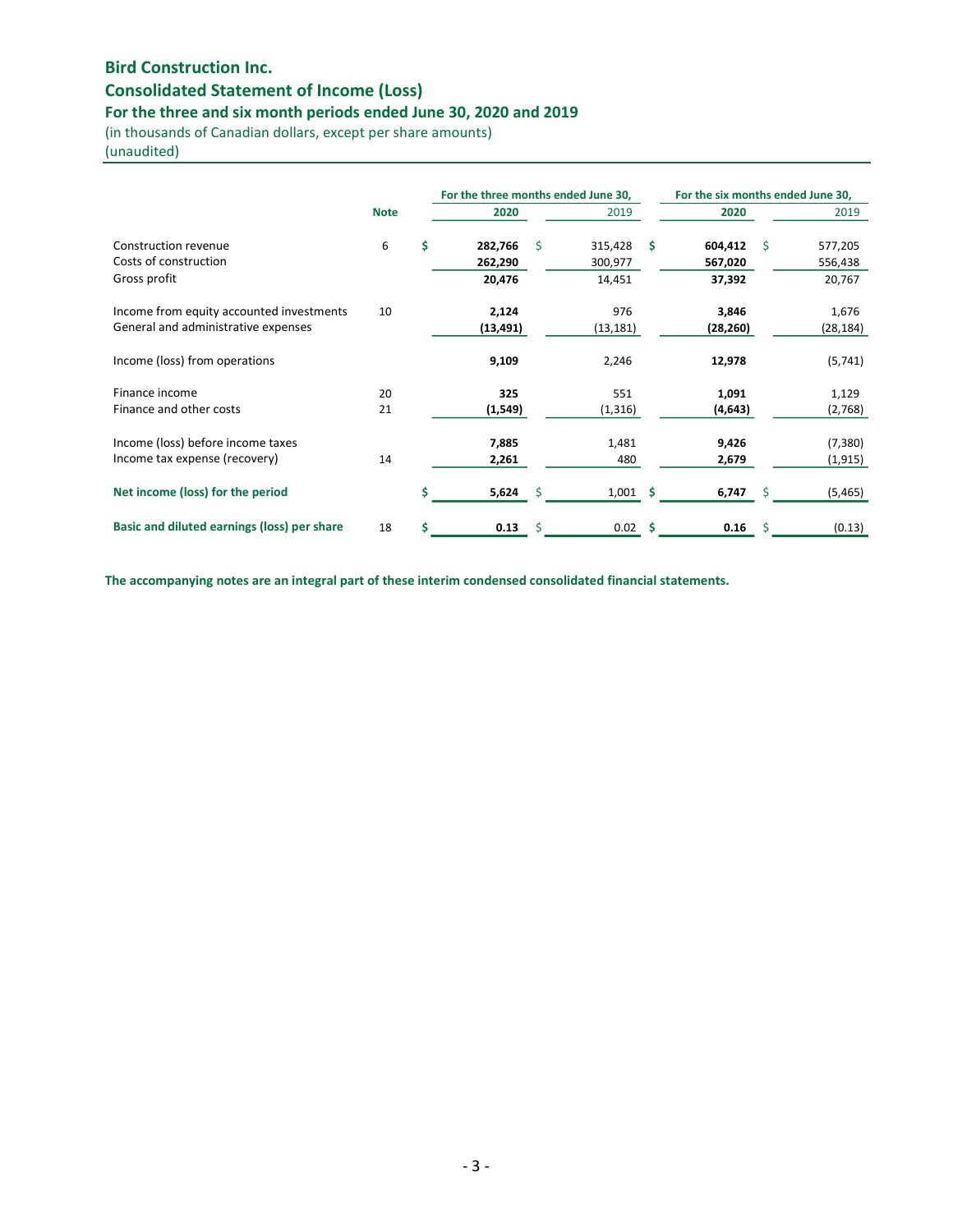# Bird Construction Inc.

## Consolidated Statement of Income (Loss)

### For the three and six month periods ended June 30, 2020 and 2019

(in thousands of Canadian dollars, except per share amounts)
(unaudited)

| | Note | For the three months ended June 30, | | For the six months ended June 30, | |
|---|---|---|---|---|---|
| | | **2020** | 2019 | **2020** | 2019 |
| Construction revenue | 6 | **$ 282,766** | $ 315,428 | **$ 604,412** | $ 577,205 |
| Costs of construction | | **262,290** | 300,977 | **567,020** | 556,438 |
| Gross profit | | **20,476** | 14,451 | **37,392** | 20,767 |
| Income from equity accounted investments | 10 | **2,124** | 976 | **3,846** | 1,676 |
| General and administrative expenses | | **(13,491)** | (13,181) | **(28,260)** | (28,184) |
| Income (loss) from operations | | **9,109** | 2,246 | **12,978** | (5,741) |
| Finance income | 20 | **325** | 551 | **1,091** | 1,129 |
| Finance and other costs | 21 | **(1,549)** | (1,316) | **(4,643)** | (2,768) |
| Income (loss) before income taxes | | **7,885** | 1,481 | **9,426** | (7,380) |
| Income tax expense (recovery) | 14 | **2,261** | 480 | **2,679** | (1,915) |
| **Net income (loss) for the period** | | **$ 5,624** | $ 1,001 | **$ 6,747** | $ (5,465) |
| **Basic and diluted earnings (loss) per share** | 18 | **$ 0.13** | $ 0.02 | **$ 0.16** | $ (0.13) |

**The accompanying notes are an integral part of these interim condensed consolidated financial statements.**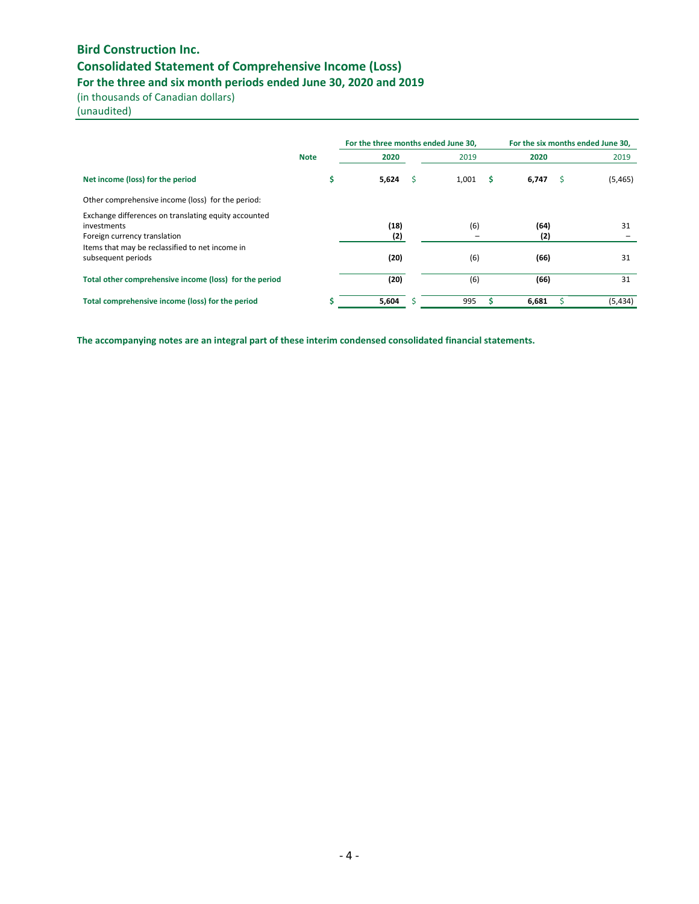# Bird Construction Inc.

## Consolidated Statement of Comprehensive Income (Loss)

### For the three and six month periods ended June 30, 2020 and 2019

(in thousands of Canadian dollars)
(unaudited)

| | Note | For the three months ended June 30, | | For the six months ended June 30, | |
|---|---|---|---|---|---|
| | | **2020** | 2019 | **2020** | 2019 |
| **Net income (loss) for the period** | | **$ 5,624** | $ 1,001 | **$ 6,747** | $ (5,465) |
| Other comprehensive income (loss) for the period: | | | | | |
| Exchange differences on translating equity accounted investments | | **(18)** | (6) | **(64)** | 31 |
| Foreign currency translation | | **(2)** | – | **(2)** | – |
| Items that may be reclassified to net income in subsequent periods | | **(20)** | (6) | **(66)** | 31 |
| **Total other comprehensive income (loss) for the period** | | **(20)** | (6) | **(66)** | 31 |
| **Total comprehensive income (loss) for the period** | | **$ 5,604** | $ 995 | **$ 6,681** | $ (5,434) |

**The accompanying notes are an integral part of these interim condensed consolidated financial statements.**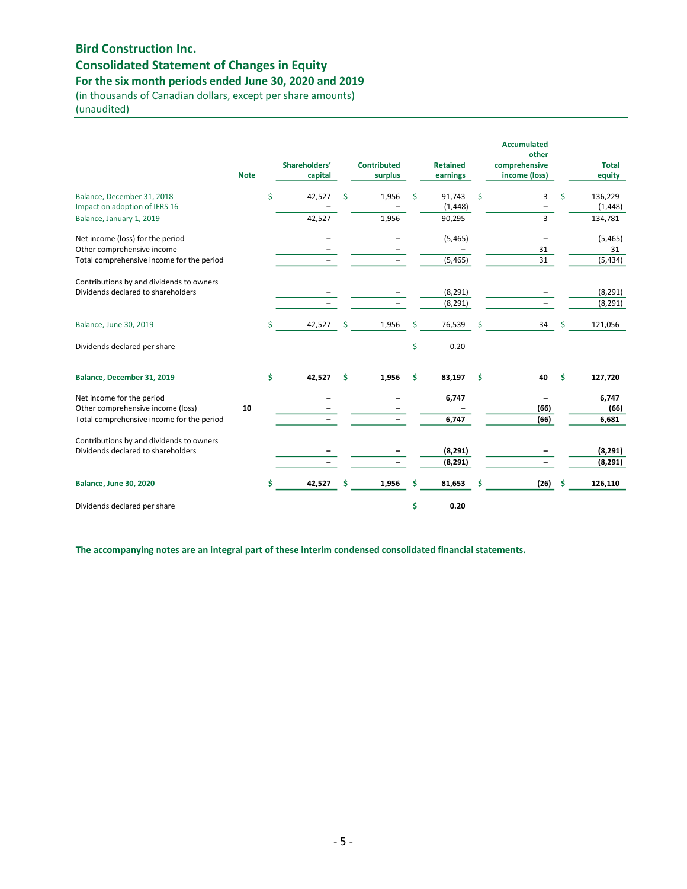# Bird Construction Inc.
## Consolidated Statement of Changes in Equity
### For the six month periods ended June 30, 2020 and 2019

(in thousands of Canadian dollars, except per share amounts)
(unaudited)

| | Note | Shareholders' capital | Contributed surplus | Retained earnings | Accumulated other comprehensive income (loss) | Total equity |
|---|---|---|---|---|---|---|
| Balance, December 31, 2018 | | $ 42,527 | $ 1,956 | $ 91,743 | $ 3 | $ 136,229 |
| Impact on adoption of IFRS 16 | | – | – | (1,448) | – | (1,448) |
| Balance, January 1, 2019 | | 42,527 | 1,956 | 90,295 | 3 | 134,781 |
| | | | | | | |
| Net income (loss) for the period | | – | – | (5,465) | – | (5,465) |
| Other comprehensive income | | – | – | – | 31 | 31 |
| Total comprehensive income for the period | | – | – | (5,465) | 31 | (5,434) |
| | | | | | | |
| Contributions by and dividends to owners | | | | | | |
| Dividends declared to shareholders | | – | – | (8,291) | – | (8,291) |
| | | – | – | (8,291) | – | (8,291) |
| | | | | | | |
| Balance, June 30, 2019 | | $ 42,527 | $ 1,956 | $ 76,539 | $ 34 | $ 121,056 |
| | | | | | | |
| Dividends declared per share | | | | $ 0.20 | | |
| | | | | | | |
| **Balance, December 31, 2019** | | **$ 42,527** | **$ 1,956** | **$ 83,197** | **$ 40** | **$ 127,720** |
| | | | | | | |
| Net income for the period | | **–** | **–** | **6,747** | **–** | **6,747** |
| Other comprehensive income (loss) | **10** | **–** | **–** | **–** | **(66)** | **(66)** |
| Total comprehensive income for the period | | **–** | **–** | **6,747** | **(66)** | **6,681** |
| | | | | | | |
| Contributions by and dividends to owners | | | | | | |
| Dividends declared to shareholders | | **–** | **–** | **(8,291)** | **–** | **(8,291)** |
| | | **–** | **–** | **(8,291)** | **–** | **(8,291)** |
| | | | | | | |
| **Balance, June 30, 2020** | | **$ 42,527** | **$ 1,956** | **$ 81,653** | **$ (26)** | **$ 126,110** |
| | | | | | | |
| Dividends declared per share | | | | **$ 0.20** | | |

**The accompanying notes are an integral part of these interim condensed consolidated financial statements.**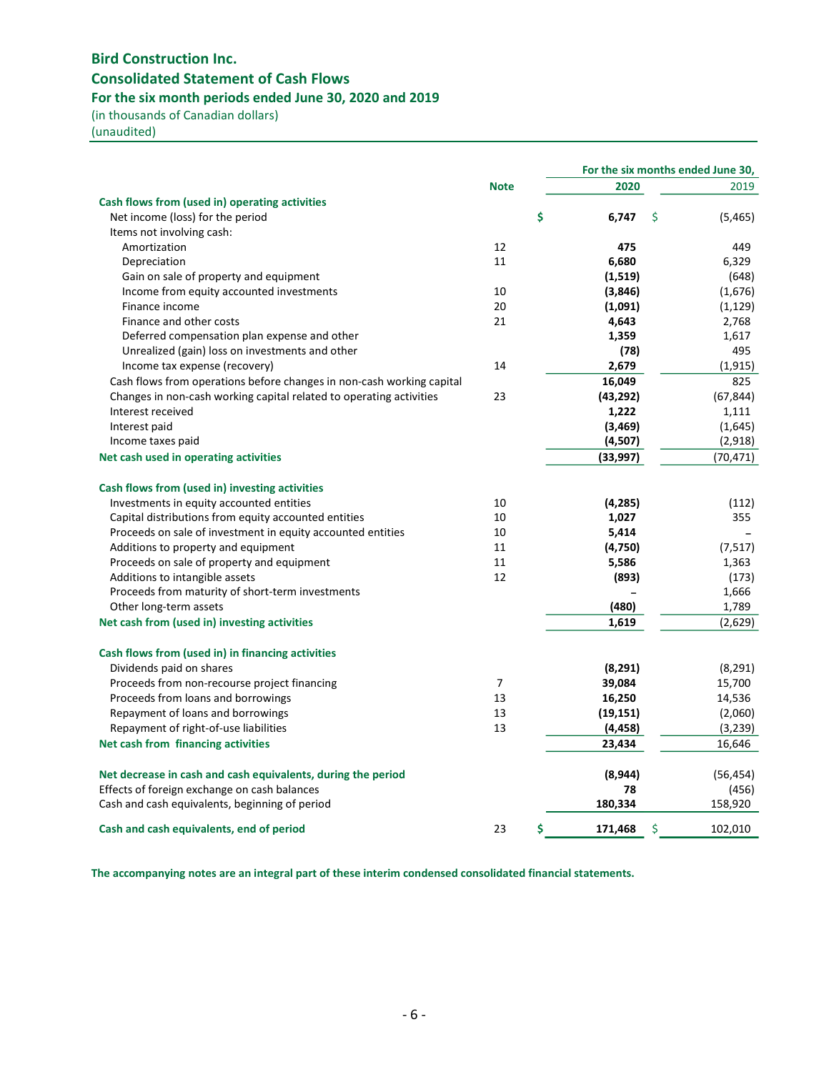# Bird Construction Inc.

## Consolidated Statement of Cash Flows

### For the six month periods ended June 30, 2020 and 2019

(in thousands of Canadian dollars)
(unaudited)

| | Note | For the six months ended June 30, 2020 | 2019 |
|---|---|---|---|
| **Cash flows from (used in) operating activities** | | | |
| Net income (loss) for the period | | $ **6,747** | $ (5,465) |
| Items not involving cash: | | | |
| Amortization | 12 | **475** | 449 |
| Depreciation | 11 | **6,680** | 6,329 |
| Gain on sale of property and equipment | | **(1,519)** | (648) |
| Income from equity accounted investments | 10 | **(3,846)** | (1,676) |
| Finance income | 20 | **(1,091)** | (1,129) |
| Finance and other costs | 21 | **4,643** | 2,768 |
| Deferred compensation plan expense and other | | **1,359** | 1,617 |
| Unrealized (gain) loss on investments and other | | **(78)** | 495 |
| Income tax expense (recovery) | 14 | **2,679** | (1,915) |
| Cash flows from operations before changes in non-cash working capital | | **16,049** | 825 |
| Changes in non-cash working capital related to operating activities | 23 | **(43,292)** | (67,844) |
| Interest received | | **1,222** | 1,111 |
| Interest paid | | **(3,469)** | (1,645) |
| Income taxes paid | | **(4,507)** | (2,918) |
| **Net cash used in operating activities** | | **(33,997)** | (70,471) |
| **Cash flows from (used in) investing activities** | | | |
| Investments in equity accounted entities | 10 | **(4,285)** | (112) |
| Capital distributions from equity accounted entities | 10 | **1,027** | 355 |
| Proceeds on sale of investment in equity accounted entities | 10 | **5,414** | – |
| Additions to property and equipment | 11 | **(4,750)** | (7,517) |
| Proceeds on sale of property and equipment | 11 | **5,586** | 1,363 |
| Additions to intangible assets | 12 | **(893)** | (173) |
| Proceeds from maturity of short-term investments | | **–** | 1,666 |
| Other long-term assets | | **(480)** | 1,789 |
| **Net cash from (used in) investing activities** | | **1,619** | (2,629) |
| **Cash flows from (used in) in financing activities** | | | |
| Dividends paid on shares | | **(8,291)** | (8,291) |
| Proceeds from non-recourse project financing | 7 | **39,084** | 15,700 |
| Proceeds from loans and borrowings | 13 | **16,250** | 14,536 |
| Repayment of loans and borrowings | 13 | **(19,151)** | (2,060) |
| Repayment of right-of-use liabilities | 13 | **(4,458)** | (3,239) |
| **Net cash from financing activities** | | **23,434** | 16,646 |
| **Net decrease in cash and cash equivalents, during the period** | | **(8,944)** | (56,454) |
| Effects of foreign exchange on cash balances | | **78** | (456) |
| Cash and cash equivalents, beginning of period | | **180,334** | 158,920 |
| **Cash and cash equivalents, end of period** | 23 | $ **171,468** | $ 102,010 |

**The accompanying notes are an integral part of these interim condensed consolidated financial statements.**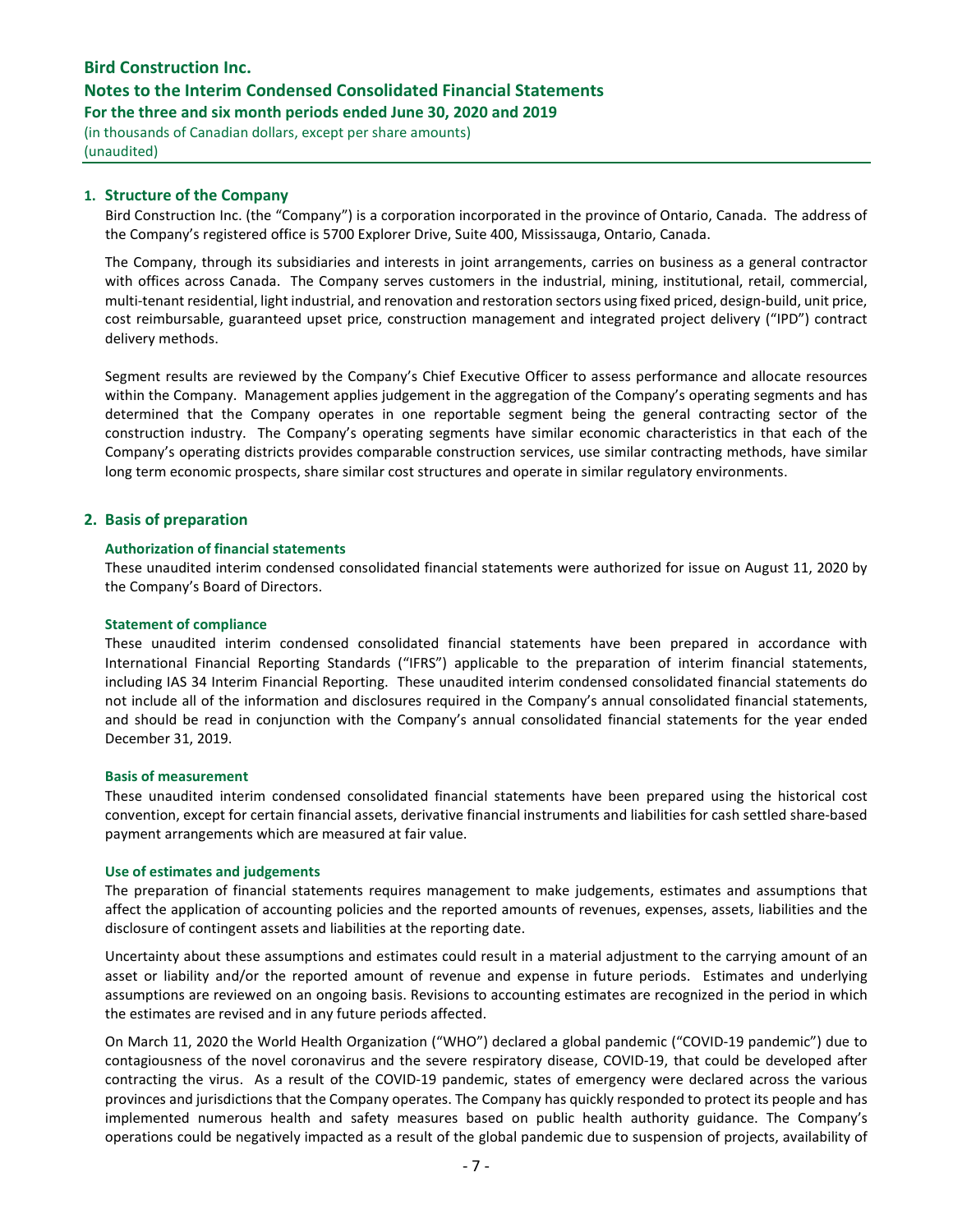## 1. Structure of the Company

Bird Construction Inc. (the "Company") is a corporation incorporated in the province of Ontario, Canada. The address of the Company's registered office is 5700 Explorer Drive, Suite 400, Mississauga, Ontario, Canada.

The Company, through its subsidiaries and interests in joint arrangements, carries on business as a general contractor with offices across Canada. The Company serves customers in the industrial, mining, institutional, retail, commercial, multi-tenant residential, light industrial, and renovation and restoration sectors using fixed priced, design-build, unit price, cost reimbursable, guaranteed upset price, construction management and integrated project delivery ("IPD") contract delivery methods.

Segment results are reviewed by the Company's Chief Executive Officer to assess performance and allocate resources within the Company. Management applies judgement in the aggregation of the Company's operating segments and has determined that the Company operates in one reportable segment being the general contracting sector of the construction industry. The Company's operating segments have similar economic characteristics in that each of the Company's operating districts provides comparable construction services, use similar contracting methods, have similar long term economic prospects, share similar cost structures and operate in similar regulatory environments.

## 2. Basis of preparation

### Authorization of financial statements

These unaudited interim condensed consolidated financial statements were authorized for issue on August 11, 2020 by the Company's Board of Directors.

### Statement of compliance

These unaudited interim condensed consolidated financial statements have been prepared in accordance with International Financial Reporting Standards ("IFRS") applicable to the preparation of interim financial statements, including IAS 34 Interim Financial Reporting. These unaudited interim condensed consolidated financial statements do not include all of the information and disclosures required in the Company's annual consolidated financial statements, and should be read in conjunction with the Company's annual consolidated financial statements for the year ended December 31, 2019.

### Basis of measurement

These unaudited interim condensed consolidated financial statements have been prepared using the historical cost convention, except for certain financial assets, derivative financial instruments and liabilities for cash settled share-based payment arrangements which are measured at fair value.

### Use of estimates and judgements

The preparation of financial statements requires management to make judgements, estimates and assumptions that affect the application of accounting policies and the reported amounts of revenues, expenses, assets, liabilities and the disclosure of contingent assets and liabilities at the reporting date.

Uncertainty about these assumptions and estimates could result in a material adjustment to the carrying amount of an asset or liability and/or the reported amount of revenue and expense in future periods. Estimates and underlying assumptions are reviewed on an ongoing basis. Revisions to accounting estimates are recognized in the period in which the estimates are revised and in any future periods affected.

On March 11, 2020 the World Health Organization ("WHO") declared a global pandemic ("COVID-19 pandemic") due to contagiousness of the novel coronavirus and the severe respiratory disease, COVID-19, that could be developed after contracting the virus. As a result of the COVID-19 pandemic, states of emergency were declared across the various provinces and jurisdictions that the Company operates. The Company has quickly responded to protect its people and has implemented numerous health and safety measures based on public health authority guidance. The Company's operations could be negatively impacted as a result of the global pandemic due to suspension of projects, availability of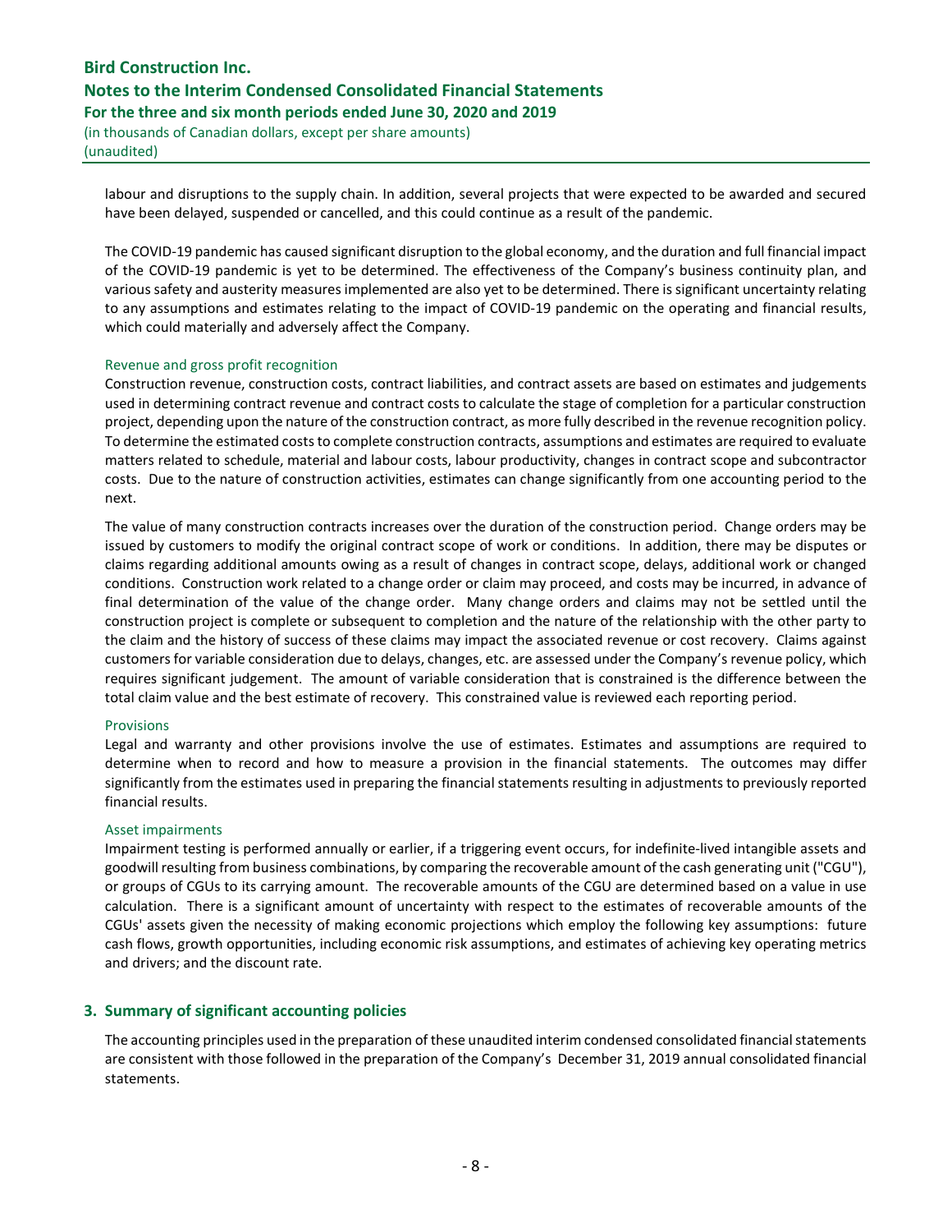labour and disruptions to the supply chain. In addition, several projects that were expected to be awarded and secured have been delayed, suspended or cancelled, and this could continue as a result of the pandemic.

The COVID-19 pandemic has caused significant disruption to the global economy, and the duration and full financial impact of the COVID-19 pandemic is yet to be determined. The effectiveness of the Company's business continuity plan, and various safety and austerity measures implemented are also yet to be determined. There is significant uncertainty relating to any assumptions and estimates relating to the impact of COVID-19 pandemic on the operating and financial results, which could materially and adversely affect the Company.

#### Revenue and gross profit recognition

Construction revenue, construction costs, contract liabilities, and contract assets are based on estimates and judgements used in determining contract revenue and contract costs to calculate the stage of completion for a particular construction project, depending upon the nature of the construction contract, as more fully described in the revenue recognition policy. To determine the estimated costs to complete construction contracts, assumptions and estimates are required to evaluate matters related to schedule, material and labour costs, labour productivity, changes in contract scope and subcontractor costs. Due to the nature of construction activities, estimates can change significantly from one accounting period to the next.

The value of many construction contracts increases over the duration of the construction period. Change orders may be issued by customers to modify the original contract scope of work or conditions. In addition, there may be disputes or claims regarding additional amounts owing as a result of changes in contract scope, delays, additional work or changed conditions. Construction work related to a change order or claim may proceed, and costs may be incurred, in advance of final determination of the value of the change order. Many change orders and claims may not be settled until the construction project is complete or subsequent to completion and the nature of the relationship with the other party to the claim and the history of success of these claims may impact the associated revenue or cost recovery. Claims against customers for variable consideration due to delays, changes, etc. are assessed under the Company's revenue policy, which requires significant judgement. The amount of variable consideration that is constrained is the difference between the total claim value and the best estimate of recovery. This constrained value is reviewed each reporting period.

#### Provisions

Legal and warranty and other provisions involve the use of estimates. Estimates and assumptions are required to determine when to record and how to measure a provision in the financial statements. The outcomes may differ significantly from the estimates used in preparing the financial statements resulting in adjustments to previously reported financial results.

#### Asset impairments

Impairment testing is performed annually or earlier, if a triggering event occurs, for indefinite-lived intangible assets and goodwill resulting from business combinations, by comparing the recoverable amount of the cash generating unit ("CGU"), or groups of CGUs to its carrying amount. The recoverable amounts of the CGU are determined based on a value in use calculation. There is a significant amount of uncertainty with respect to the estimates of recoverable amounts of the CGUs' assets given the necessity of making economic projections which employ the following key assumptions: future cash flows, growth opportunities, including economic risk assumptions, and estimates of achieving key operating metrics and drivers; and the discount rate.

## 3. Summary of significant accounting policies

The accounting principles used in the preparation of these unaudited interim condensed consolidated financial statements are consistent with those followed in the preparation of the Company's December 31, 2019 annual consolidated financial statements.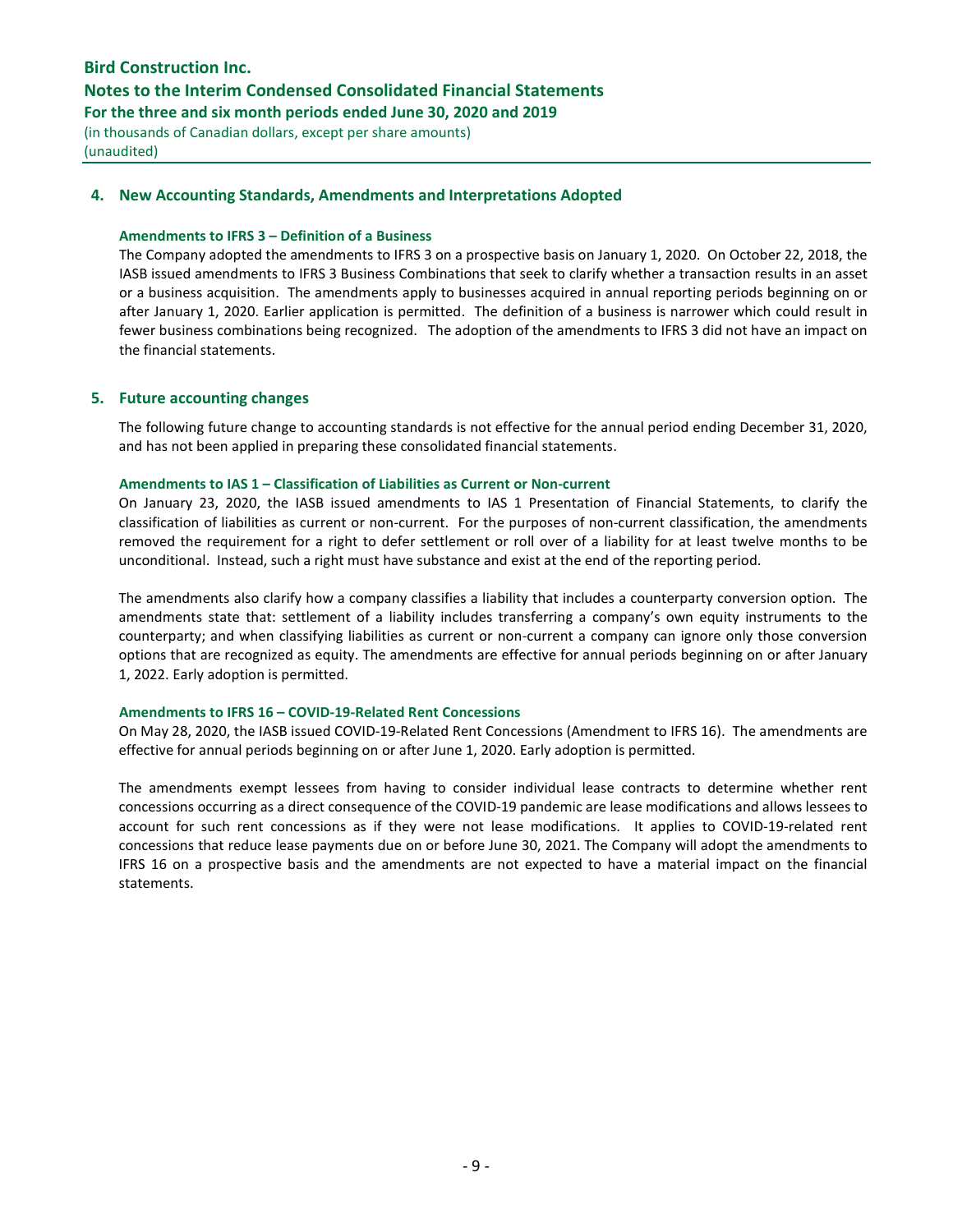## 4. New Accounting Standards, Amendments and Interpretations Adopted

**Amendments to IFRS 3 – Definition of a Business**

The Company adopted the amendments to IFRS 3 on a prospective basis on January 1, 2020. On October 22, 2018, the IASB issued amendments to IFRS 3 Business Combinations that seek to clarify whether a transaction results in an asset or a business acquisition. The amendments apply to businesses acquired in annual reporting periods beginning on or after January 1, 2020. Earlier application is permitted. The definition of a business is narrower which could result in fewer business combinations being recognized. The adoption of the amendments to IFRS 3 did not have an impact on the financial statements.

## 5. Future accounting changes

The following future change to accounting standards is not effective for the annual period ending December 31, 2020, and has not been applied in preparing these consolidated financial statements.

**Amendments to IAS 1 – Classification of Liabilities as Current or Non-current**

On January 23, 2020, the IASB issued amendments to IAS 1 Presentation of Financial Statements, to clarify the classification of liabilities as current or non-current. For the purposes of non-current classification, the amendments removed the requirement for a right to defer settlement or roll over of a liability for at least twelve months to be unconditional. Instead, such a right must have substance and exist at the end of the reporting period.

The amendments also clarify how a company classifies a liability that includes a counterparty conversion option. The amendments state that: settlement of a liability includes transferring a company's own equity instruments to the counterparty; and when classifying liabilities as current or non-current a company can ignore only those conversion options that are recognized as equity. The amendments are effective for annual periods beginning on or after January 1, 2022. Early adoption is permitted.

**Amendments to IFRS 16 – COVID-19-Related Rent Concessions**

On May 28, 2020, the IASB issued COVID-19-Related Rent Concessions (Amendment to IFRS 16). The amendments are effective for annual periods beginning on or after June 1, 2020. Early adoption is permitted.

The amendments exempt lessees from having to consider individual lease contracts to determine whether rent concessions occurring as a direct consequence of the COVID-19 pandemic are lease modifications and allows lessees to account for such rent concessions as if they were not lease modifications. It applies to COVID-19-related rent concessions that reduce lease payments due on or before June 30, 2021. The Company will adopt the amendments to IFRS 16 on a prospective basis and the amendments are not expected to have a material impact on the financial statements.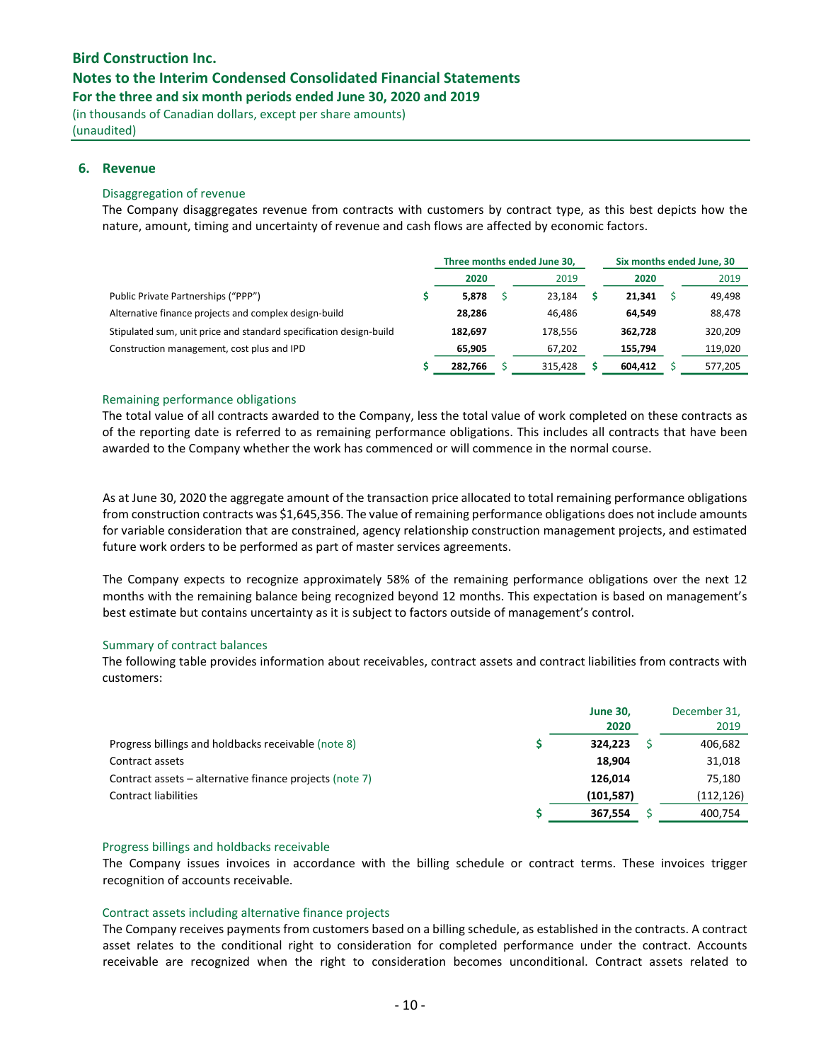Bird Construction Inc.
Notes to the Interim Condensed Consolidated Financial Statements
For the three and six month periods ended June 30, 2020 and 2019
(in thousands of Canadian dollars, except per share amounts)
(unaudited)

## 6. Revenue

### Disaggregation of revenue

The Company disaggregates revenue from contracts with customers by contract type, as this best depicts how the nature, amount, timing and uncertainty of revenue and cash flows are affected by economic factors.

| | Three months ended June 30, | | Six months ended June, 30 | |
|---|---|---|---|---|
| | **2020** | 2019 | **2020** | 2019 |
| Public Private Partnerships ("PPP") | **$ 5,878** | $ 23,184 | **$ 21,341** | $ 49,498 |
| Alternative finance projects and complex design-build | **28,286** | 46,486 | **64,549** | 88,478 |
| Stipulated sum, unit price and standard specification design-build | **182,697** | 178,556 | **362,728** | 320,209 |
| Construction management, cost plus and IPD | **65,905** | 67,202 | **155,794** | 119,020 |
| | **$ 282,766** | $ 315,428 | **$ 604,412** | $ 577,205 |

### Remaining performance obligations

The total value of all contracts awarded to the Company, less the total value of work completed on these contracts as of the reporting date is referred to as remaining performance obligations. This includes all contracts that have been awarded to the Company whether the work has commenced or will commence in the normal course.

As at June 30, 2020 the aggregate amount of the transaction price allocated to total remaining performance obligations from construction contracts was $1,645,356. The value of remaining performance obligations does not include amounts for variable consideration that are constrained, agency relationship construction management projects, and estimated future work orders to be performed as part of master services agreements.

The Company expects to recognize approximately 58% of the remaining performance obligations over the next 12 months with the remaining balance being recognized beyond 12 months. This expectation is based on management's best estimate but contains uncertainty as it is subject to factors outside of management's control.

### Summary of contract balances

The following table provides information about receivables, contract assets and contract liabilities from contracts with customers:

| | **June 30, 2020** | December 31, 2019 |
|---|---|---|
| Progress billings and holdbacks receivable (note 8) | **$ 324,223** | $ 406,682 |
| Contract assets | **18,904** | 31,018 |
| Contract assets – alternative finance projects (note 7) | **126,014** | 75,180 |
| Contract liabilities | **(101,587)** | (112,126) |
| | **$ 367,554** | $ 400,754 |

### Progress billings and holdbacks receivable

The Company issues invoices in accordance with the billing schedule or contract terms. These invoices trigger recognition of accounts receivable.

### Contract assets including alternative finance projects

The Company receives payments from customers based on a billing schedule, as established in the contracts. A contract asset relates to the conditional right to consideration for completed performance under the contract. Accounts receivable are recognized when the right to consideration becomes unconditional. Contract assets related to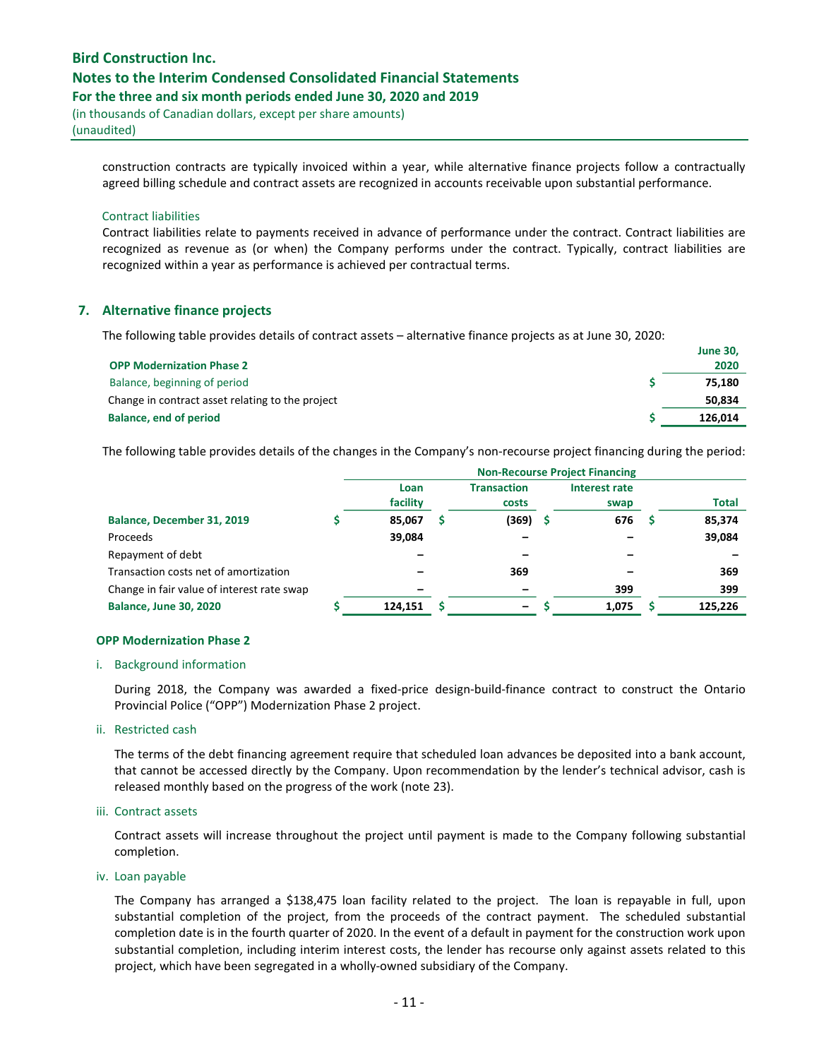construction contracts are typically invoiced within a year, while alternative finance projects follow a contractually agreed billing schedule and contract assets are recognized in accounts receivable upon substantial performance.

#### Contract liabilities

Contract liabilities relate to payments received in advance of performance under the contract. Contract liabilities are recognized as revenue as (or when) the Company performs under the contract. Typically, contract liabilities are recognized within a year as performance is achieved per contractual terms.

## 7. Alternative finance projects

The following table provides details of contract assets – alternative finance projects as at June 30, 2020:

| **OPP Modernization Phase 2** | | **June 30, 2020** |
|---|---|---|
| Balance, beginning of period | $ | 75,180 |
| Change in contract asset relating to the project | | 50,834 |
| **Balance, end of period** | $ | **126,014** |

The following table provides details of the changes in the Company's non-recourse project financing during the period:

| | Non-Recourse Project Financing | | | |
|---|---|---|---|---|
| | **Loan facility** | **Transaction costs** | **Interest rate swap** | **Total** |
| **Balance, December 31, 2019** | $ 85,067 | $ (369) | $ 676 | $ 85,374 |
| Proceeds | 39,084 | – | – | 39,084 |
| Repayment of debt | – | – | – | – |
| Transaction costs net of amortization | – | 369 | – | 369 |
| Change in fair value of interest rate swap | – | – | 399 | 399 |
| **Balance, June 30, 2020** | $ 124,151 | $ – | $ 1,075 | $ 125,226 |

### OPP Modernization Phase 2

i. Background information

During 2018, the Company was awarded a fixed-price design-build-finance contract to construct the Ontario Provincial Police ("OPP") Modernization Phase 2 project.

ii. Restricted cash

The terms of the debt financing agreement require that scheduled loan advances be deposited into a bank account, that cannot be accessed directly by the Company. Upon recommendation by the lender's technical advisor, cash is released monthly based on the progress of the work (note 23).

iii. Contract assets

Contract assets will increase throughout the project until payment is made to the Company following substantial completion.

iv. Loan payable

The Company has arranged a $138,475 loan facility related to the project. The loan is repayable in full, upon substantial completion of the project, from the proceeds of the contract payment. The scheduled substantial completion date is in the fourth quarter of 2020. In the event of a default in payment for the construction work upon substantial completion, including interim interest costs, the lender has recourse only against assets related to this project, which have been segregated in a wholly-owned subsidiary of the Company.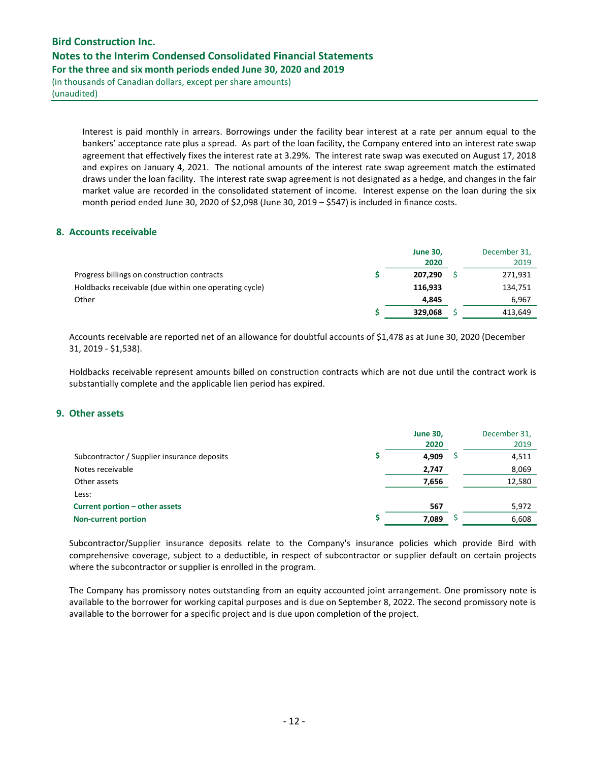Interest is paid monthly in arrears. Borrowings under the facility bear interest at a rate per annum equal to the bankers' acceptance rate plus a spread. As part of the loan facility, the Company entered into an interest rate swap agreement that effectively fixes the interest rate at 3.29%. The interest rate swap was executed on August 17, 2018 and expires on January 4, 2021. The notional amounts of the interest rate swap agreement match the estimated draws under the loan facility. The interest rate swap agreement is not designated as a hedge, and changes in the fair market value are recorded in the consolidated statement of income. Interest expense on the loan during the six month period ended June 30, 2020 of $2,098 (June 30, 2019 – $547) is included in finance costs.

## 8. Accounts receivable

| | June 30, 2020 | December 31, 2019 |
|---|---|---|
| Progress billings on construction contracts | $ 207,290 | $ 271,931 |
| Holdbacks receivable (due within one operating cycle) | 116,933 | 134,751 |
| Other | 4,845 | 6,967 |
| | $ 329,068 | $ 413,649 |

Accounts receivable are reported net of an allowance for doubtful accounts of $1,478 as at June 30, 2020 (December 31, 2019 - $1,538).

Holdbacks receivable represent amounts billed on construction contracts which are not due until the contract work is substantially complete and the applicable lien period has expired.

## 9. Other assets

| | June 30, 2020 | December 31, 2019 |
|---|---|---|
| Subcontractor / Supplier insurance deposits | $ 4,909 | $ 4,511 |
| Notes receivable | 2,747 | 8,069 |
| Other assets | 7,656 | 12,580 |
| Less: | | |
| **Current portion – other assets** | 567 | 5,972 |
| **Non-current portion** | $ 7,089 | $ 6,608 |

Subcontractor/Supplier insurance deposits relate to the Company's insurance policies which provide Bird with comprehensive coverage, subject to a deductible, in respect of subcontractor or supplier default on certain projects where the subcontractor or supplier is enrolled in the program.

The Company has promissory notes outstanding from an equity accounted joint arrangement. One promissory note is available to the borrower for working capital purposes and is due on September 8, 2022. The second promissory note is available to the borrower for a specific project and is due upon completion of the project.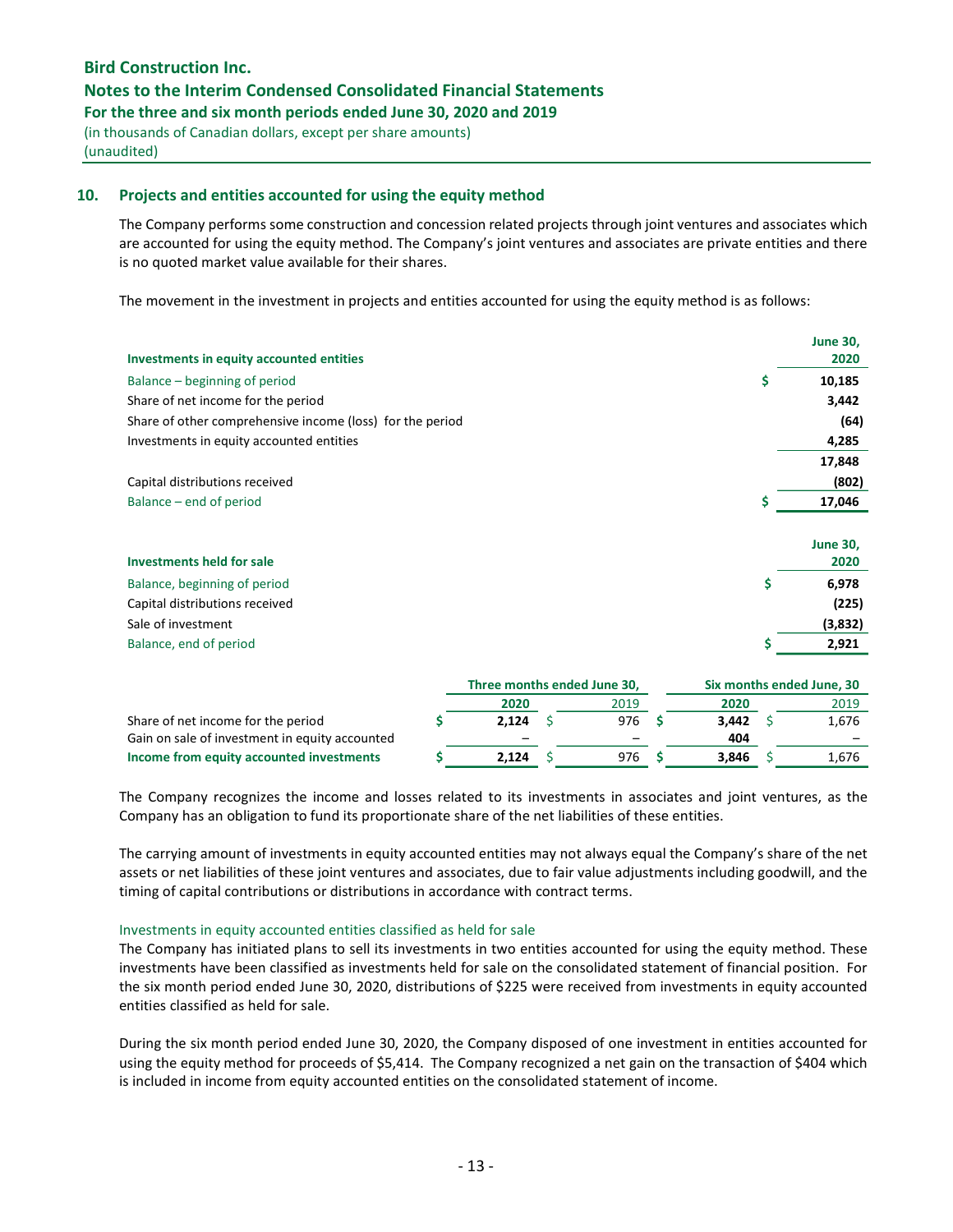## 10. Projects and entities accounted for using the equity method

The Company performs some construction and concession related projects through joint ventures and associates which are accounted for using the equity method. The Company's joint ventures and associates are private entities and there is no quoted market value available for their shares.

The movement in the investment in projects and entities accounted for using the equity method is as follows:

| Investments in equity accounted entities | June 30, 2020 |
|---|---|
| Balance – beginning of period | $ 10,185 |
| Share of net income for the period | 3,442 |
| Share of other comprehensive income (loss) for the period | (64) |
| Investments in equity accounted entities | 4,285 |
| | 17,848 |
| Capital distributions received | (802) |
| Balance – end of period | $ 17,046 |

| Investments held for sale | June 30, 2020 |
|---|---|
| Balance, beginning of period | $ 6,978 |
| Capital distributions received | (225) |
| Sale of investment | (3,832) |
| Balance, end of period | $ 2,921 |

| | Three months ended June 30, | | Six months ended June, 30 | |
|---|---|---|---|---|
| | 2020 | 2019 | 2020 | 2019 |
| Share of net income for the period | $ 2,124 | $ 976 | $ 3,442 | $ 1,676 |
| Gain on sale of investment in equity accounted | – | – | 404 | – |
| **Income from equity accounted investments** | $ 2,124 | $ 976 | $ 3,846 | $ 1,676 |

The Company recognizes the income and losses related to its investments in associates and joint ventures, as the Company has an obligation to fund its proportionate share of the net liabilities of these entities.

The carrying amount of investments in equity accounted entities may not always equal the Company's share of the net assets or net liabilities of these joint ventures and associates, due to fair value adjustments including goodwill, and the timing of capital contributions or distributions in accordance with contract terms.

### Investments in equity accounted entities classified as held for sale

The Company has initiated plans to sell its investments in two entities accounted for using the equity method. These investments have been classified as investments held for sale on the consolidated statement of financial position. For the six month period ended June 30, 2020, distributions of $225 were received from investments in equity accounted entities classified as held for sale.

During the six month period ended June 30, 2020, the Company disposed of one investment in entities accounted for using the equity method for proceeds of $5,414. The Company recognized a net gain on the transaction of $404 which is included in income from equity accounted entities on the consolidated statement of income.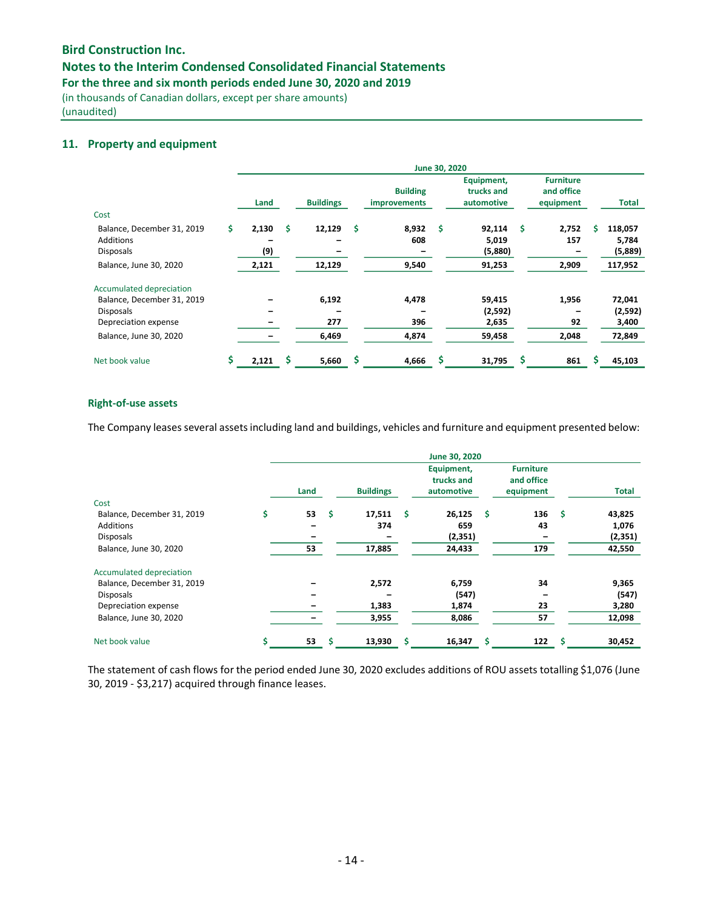## 11. Property and equipment

| | June 30, 2020 | | | | | |
|---|---|---|---|---|---|---|
| | Land | Buildings | Building improvements | Equipment, trucks and automotive | Furniture and office equipment | Total |
| **Cost** | | | | | | |
| Balance, December 31, 2019 | $ 2,130 | $ 12,129 | $ 8,932 | $ 92,114 | $ 2,752 | $ 118,057 |
| Additions | – | – | 608 | 5,019 | 157 | 5,784 |
| Disposals | (9) | – | – | (5,880) | – | (5,889) |
| Balance, June 30, 2020 | 2,121 | 12,129 | 9,540 | 91,253 | 2,909 | 117,952 |
| **Accumulated depreciation** | | | | | | |
| Balance, December 31, 2019 | – | 6,192 | 4,478 | 59,415 | 1,956 | 72,041 |
| Disposals | – | – | – | (2,592) | – | (2,592) |
| Depreciation expense | – | 277 | 396 | 2,635 | 92 | 3,400 |
| Balance, June 30, 2020 | – | 6,469 | 4,874 | 59,458 | 2,048 | 72,849 |
| **Net book value** | $ 2,121 | $ 5,660 | $ 4,666 | $ 31,795 | $ 861 | $ 45,103 |

### Right-of-use assets

The Company leases several assets including land and buildings, vehicles and furniture and equipment presented below:

| | June 30, 2020 | | | | |
|---|---|---|---|---|---|
| | Land | Buildings | Equipment, trucks and automotive | Furniture and office equipment | Total |
| **Cost** | | | | | |
| Balance, December 31, 2019 | $ 53 | $ 17,511 | $ 26,125 | $ 136 | $ 43,825 |
| Additions | – | 374 | 659 | 43 | 1,076 |
| Disposals | – | – | (2,351) | – | (2,351) |
| Balance, June 30, 2020 | 53 | 17,885 | 24,433 | 179 | 42,550 |
| **Accumulated depreciation** | | | | | |
| Balance, December 31, 2019 | – | 2,572 | 6,759 | 34 | 9,365 |
| Disposals | – | – | (547) | – | (547) |
| Depreciation expense | – | 1,383 | 1,874 | 23 | 3,280 |
| Balance, June 30, 2020 | – | 3,955 | 8,086 | 57 | 12,098 |
| **Net book value** | $ 53 | $ 13,930 | $ 16,347 | $ 122 | $ 30,452 |

The statement of cash flows for the period ended June 30, 2020 excludes additions of ROU assets totalling $1,076 (June 30, 2019 - $3,217) acquired through finance leases.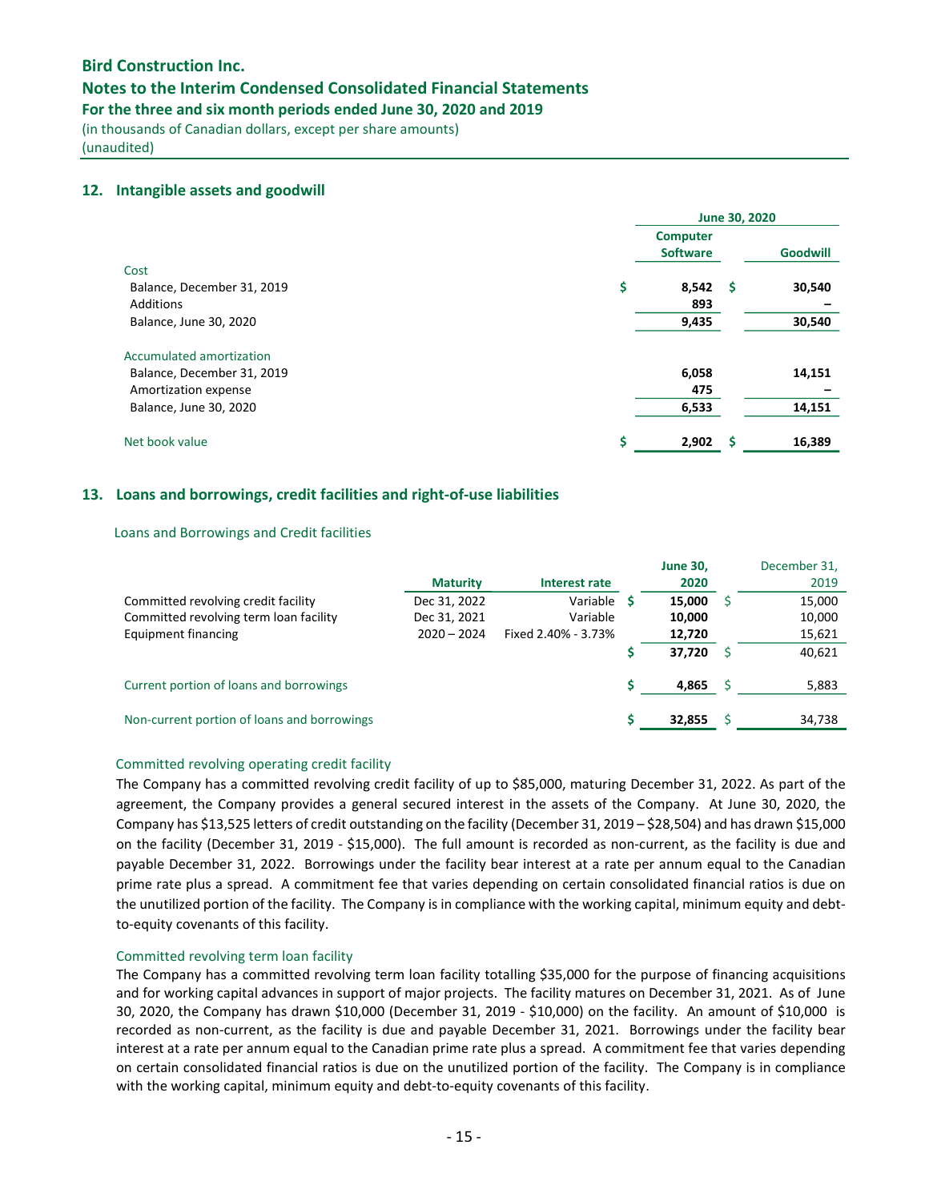## 12. Intangible assets and goodwill

| | June 30, 2020 | |
|---|---|---|
| | Computer Software | Goodwill |
| **Cost** | | |
| Balance, December 31, 2019 | $ 8,542 | $ 30,540 |
| Additions | 893 | – |
| Balance, June 30, 2020 | 9,435 | 30,540 |
| **Accumulated amortization** | | |
| Balance, December 31, 2019 | 6,058 | 14,151 |
| Amortization expense | 475 | – |
| Balance, June 30, 2020 | 6,533 | 14,151 |
| **Net book value** | $ 2,902 | $ 16,389 |

## 13. Loans and borrowings, credit facilities and right-of-use liabilities

### Loans and Borrowings and Credit facilities

| | Maturity | Interest rate | June 30, 2020 | December 31, 2019 |
|---|---|---|---|---|
| Committed revolving credit facility | Dec 31, 2022 | Variable | $ 15,000 | $ 15,000 |
| Committed revolving term loan facility | Dec 31, 2021 | Variable | 10,000 | 10,000 |
| Equipment financing | 2020 – 2024 | Fixed 2.40% - 3.73% | 12,720 | 15,621 |
| | | | $ 37,720 | $ 40,621 |
| Current portion of loans and borrowings | | | $ 4,865 | $ 5,883 |
| Non-current portion of loans and borrowings | | | $ 32,855 | $ 34,738 |

### Committed revolving operating credit facility

The Company has a committed revolving credit facility of up to $85,000, maturing December 31, 2022. As part of the agreement, the Company provides a general secured interest in the assets of the Company. At June 30, 2020, the Company has $13,525 letters of credit outstanding on the facility (December 31, 2019 – $28,504) and has drawn $15,000 on the facility (December 31, 2019 - $15,000). The full amount is recorded as non-current, as the facility is due and payable December 31, 2022. Borrowings under the facility bear interest at a rate per annum equal to the Canadian prime rate plus a spread. A commitment fee that varies depending on certain consolidated financial ratios is due on the unutilized portion of the facility. The Company is in compliance with the working capital, minimum equity and debt-to-equity covenants of this facility.

### Committed revolving term loan facility

The Company has a committed revolving term loan facility totalling $35,000 for the purpose of financing acquisitions and for working capital advances in support of major projects. The facility matures on December 31, 2021. As of June 30, 2020, the Company has drawn $10,000 (December 31, 2019 - $10,000) on the facility. An amount of $10,000 is recorded as non-current, as the facility is due and payable December 31, 2021. Borrowings under the facility bear interest at a rate per annum equal to the Canadian prime rate plus a spread. A commitment fee that varies depending on certain consolidated financial ratios is due on the unutilized portion of the facility. The Company is in compliance with the working capital, minimum equity and debt-to-equity covenants of this facility.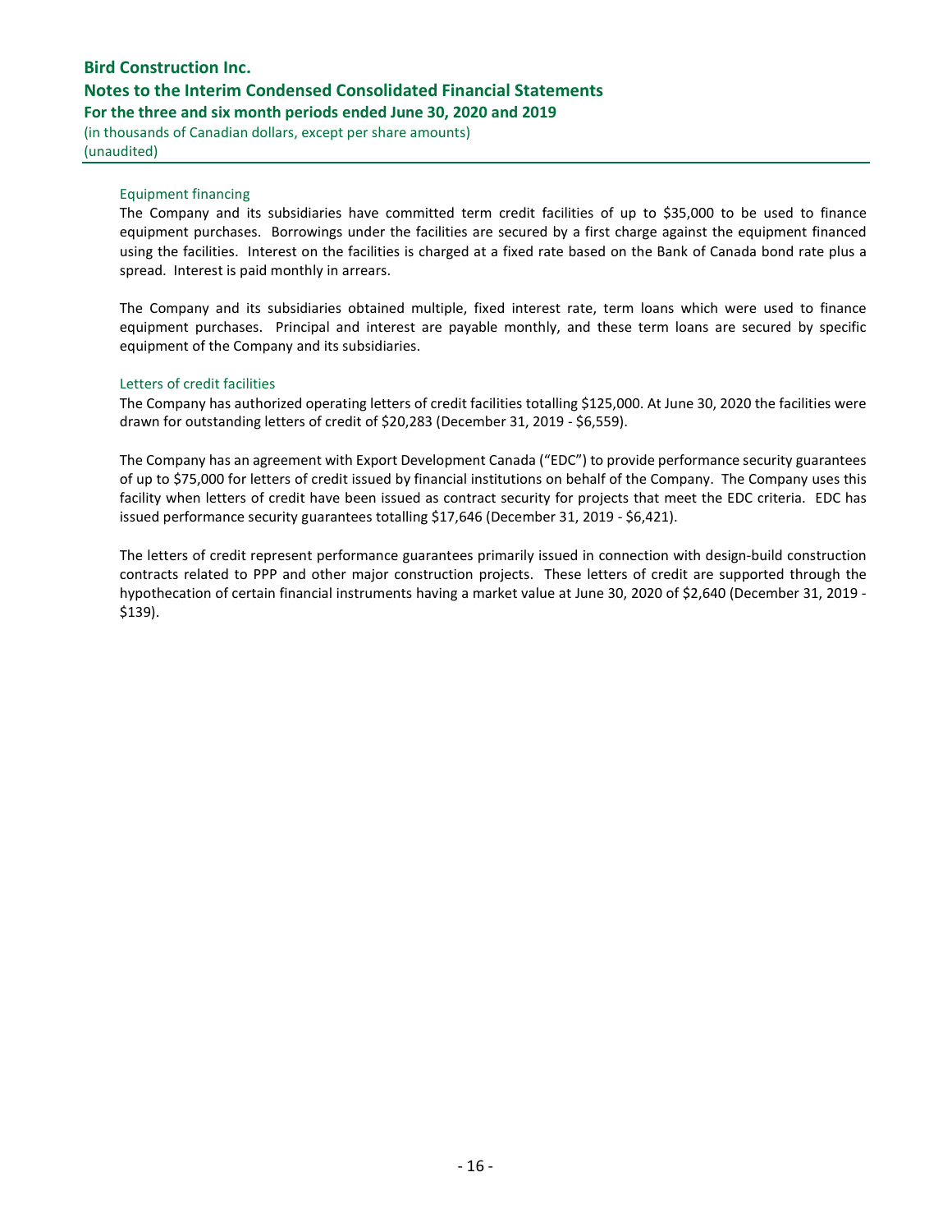### Equipment financing

The Company and its subsidiaries have committed term credit facilities of up to $35,000 to be used to finance equipment purchases. Borrowings under the facilities are secured by a first charge against the equipment financed using the facilities. Interest on the facilities is charged at a fixed rate based on the Bank of Canada bond rate plus a spread. Interest is paid monthly in arrears.

The Company and its subsidiaries obtained multiple, fixed interest rate, term loans which were used to finance equipment purchases. Principal and interest are payable monthly, and these term loans are secured by specific equipment of the Company and its subsidiaries.

### Letters of credit facilities

The Company has authorized operating letters of credit facilities totalling $125,000. At June 30, 2020 the facilities were drawn for outstanding letters of credit of $20,283 (December 31, 2019 - $6,559).

The Company has an agreement with Export Development Canada ("EDC") to provide performance security guarantees of up to $75,000 for letters of credit issued by financial institutions on behalf of the Company. The Company uses this facility when letters of credit have been issued as contract security for projects that meet the EDC criteria. EDC has issued performance security guarantees totalling $17,646 (December 31, 2019 - $6,421).

The letters of credit represent performance guarantees primarily issued in connection with design-build construction contracts related to PPP and other major construction projects. These letters of credit are supported through the hypothecation of certain financial instruments having a market value at June 30, 2020 of $2,640 (December 31, 2019 - $139).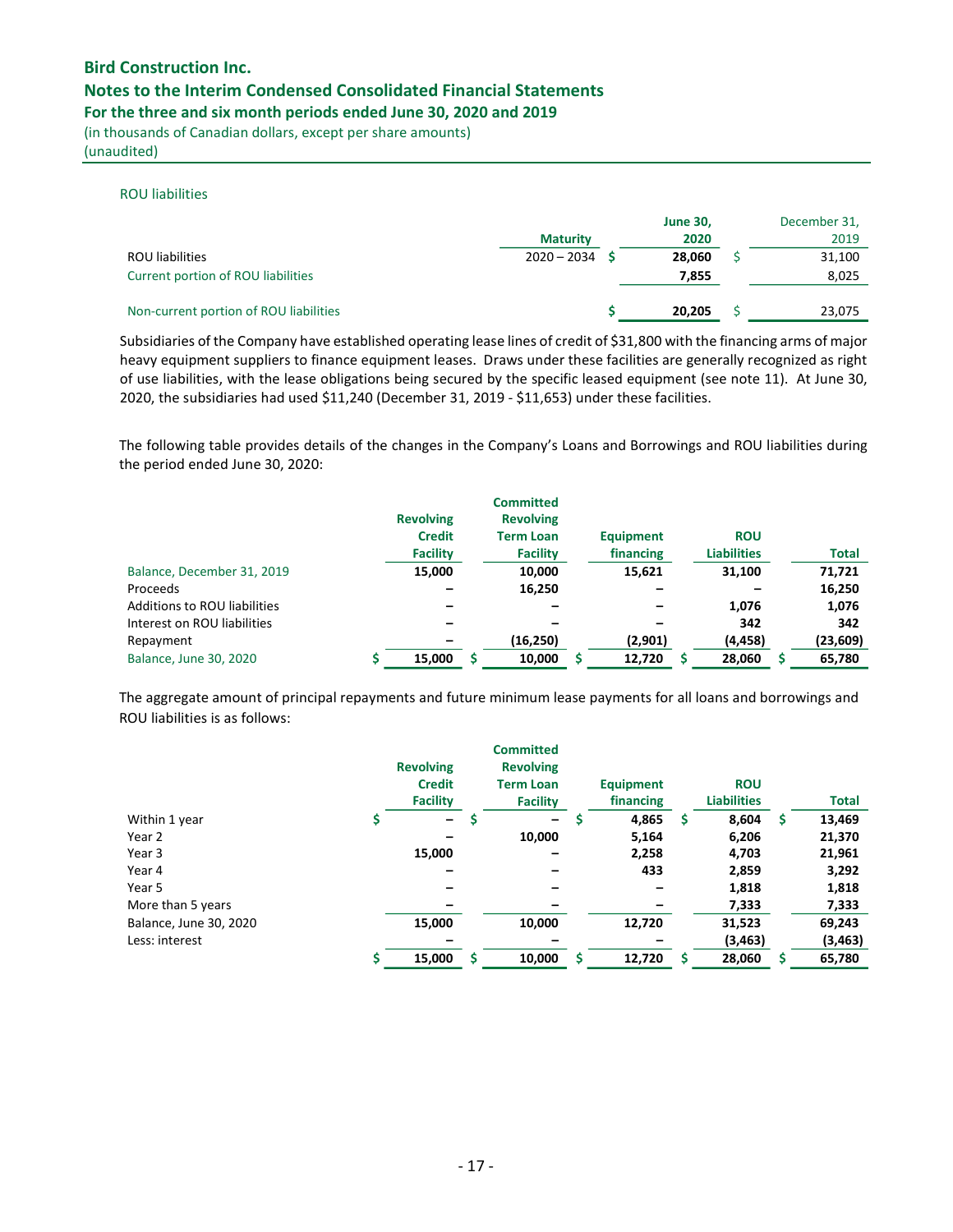ROU liabilities

| | Maturity | June 30, 2020 | December 31, 2019 |
|---|---|---|---|
| ROU liabilities | 2020 – 2034 | $ 28,060 | $ 31,100 |
| Current portion of ROU liabilities | | 7,855 | 8,025 |
| Non-current portion of ROU liabilities | | $ 20,205 | $ 23,075 |

Subsidiaries of the Company have established operating lease lines of credit of $31,800 with the financing arms of major heavy equipment suppliers to finance equipment leases. Draws under these facilities are generally recognized as right of use liabilities, with the lease obligations being secured by the specific leased equipment (see note 11). At June 30, 2020, the subsidiaries had used $11,240 (December 31, 2019 - $11,653) under these facilities.

The following table provides details of the changes in the Company's Loans and Borrowings and ROU liabilities during the period ended June 30, 2020:

| | Revolving Credit Facility | Committed Revolving Term Loan Facility | Equipment financing | ROU Liabilities | Total |
|---|---|---|---|---|---|
| Balance, December 31, 2019 | 15,000 | 10,000 | 15,621 | 31,100 | 71,721 |
| Proceeds | – | 16,250 | – | – | 16,250 |
| Additions to ROU liabilities | – | – | – | 1,076 | 1,076 |
| Interest on ROU liabilities | – | – | – | 342 | 342 |
| Repayment | – | (16,250) | (2,901) | (4,458) | (23,609) |
| Balance, June 30, 2020 | $ 15,000 | $ 10,000 | $ 12,720 | $ 28,060 | $ 65,780 |

The aggregate amount of principal repayments and future minimum lease payments for all loans and borrowings and ROU liabilities is as follows:

| | Revolving Credit Facility | Committed Revolving Term Loan Facility | Equipment financing | ROU Liabilities | Total |
|---|---|---|---|---|---|
| Within 1 year | $ – | $ – | $ 4,865 | $ 8,604 | $ 13,469 |
| Year 2 | – | 10,000 | 5,164 | 6,206 | 21,370 |
| Year 3 | 15,000 | – | 2,258 | 4,703 | 21,961 |
| Year 4 | – | – | 433 | 2,859 | 3,292 |
| Year 5 | – | – | – | 1,818 | 1,818 |
| More than 5 years | – | – | – | 7,333 | 7,333 |
| Balance, June 30, 2020 | 15,000 | 10,000 | 12,720 | 31,523 | 69,243 |
| Less: interest | – | – | – | (3,463) | (3,463) |
| | $ 15,000 | $ 10,000 | $ 12,720 | $ 28,060 | $ 65,780 |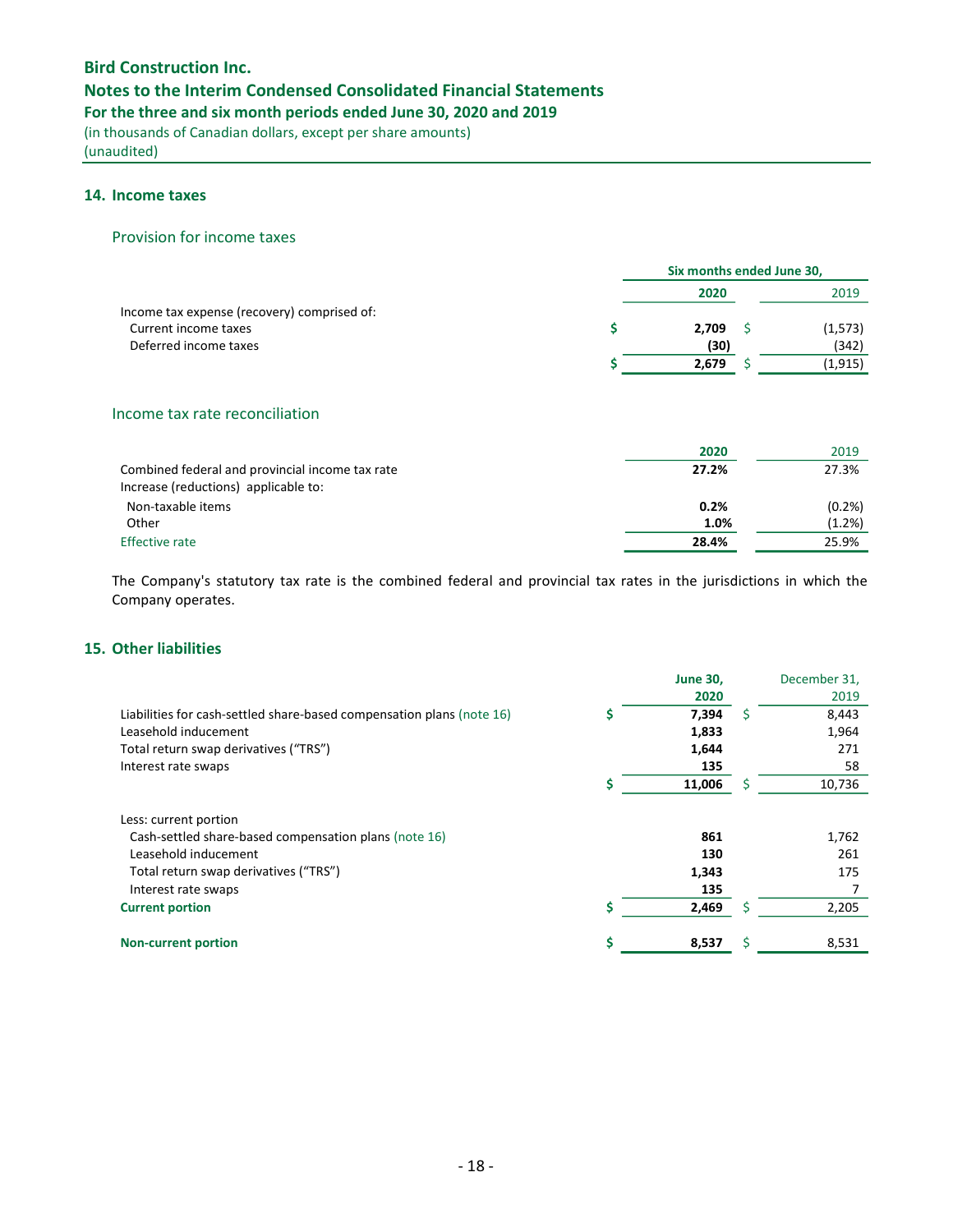## 14. Income taxes

### Provision for income taxes

| | Six months ended June 30, 2020 | 2019 |
|---|---|---|
| Income tax expense (recovery) comprised of: | | |
| Current income taxes | $ 2,709 | $ (1,573) |
| Deferred income taxes | (30) | (342) |
| | $ 2,679 | $ (1,915) |

### Income tax rate reconciliation

| | 2020 | 2019 |
|---|---|---|
| Combined federal and provincial income tax rate | 27.2% | 27.3% |
| Increase (reductions) applicable to: | | |
| Non-taxable items | 0.2% | (0.2%) |
| Other | 1.0% | (1.2%) |
| Effective rate | 28.4% | 25.9% |

The Company's statutory tax rate is the combined federal and provincial tax rates in the jurisdictions in which the Company operates.

## 15. Other liabilities

| | June 30, 2020 | December 31, 2019 |
|---|---|---|
| Liabilities for cash-settled share-based compensation plans (note 16) | $ 7,394 | $ 8,443 |
| Leasehold inducement | 1,833 | 1,964 |
| Total return swap derivatives ("TRS") | 1,644 | 271 |
| Interest rate swaps | 135 | 58 |
| | $ 11,006 | $ 10,736 |
| Less: current portion | | |
| Cash-settled share-based compensation plans (note 16) | 861 | 1,762 |
| Leasehold inducement | 130 | 261 |
| Total return swap derivatives ("TRS") | 1,343 | 175 |
| Interest rate swaps | 135 | 7 |
| **Current portion** | $ 2,469 | $ 2,205 |
| **Non-current portion** | $ 8,537 | $ 8,531 |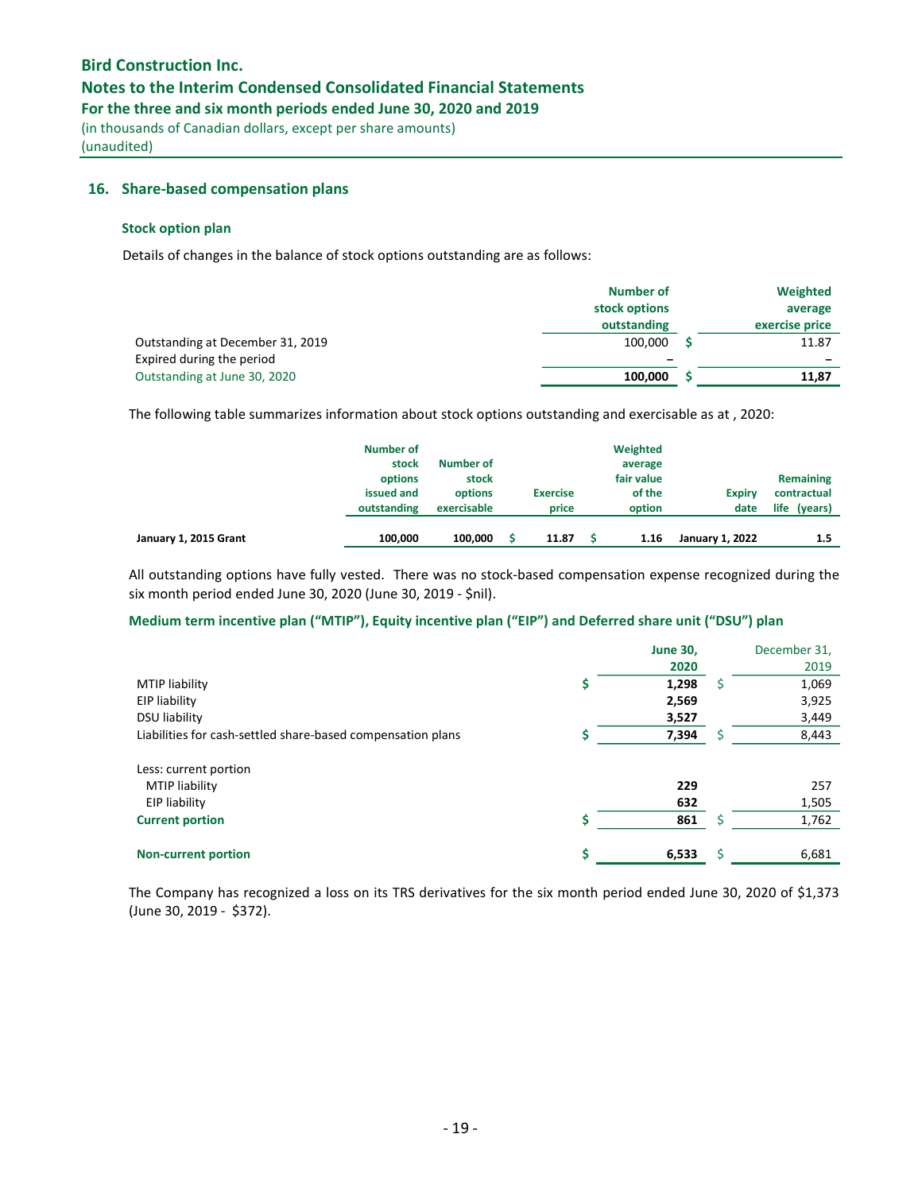## 16. Share-based compensation plans

### Stock option plan

Details of changes in the balance of stock options outstanding are as follows:

| | Number of stock options outstanding | Weighted average exercise price |
|---|---|---|
| Outstanding at December 31, 2019 | 100,000 | $ 11.87 |
| Expired during the period | – | – |
| Outstanding at June 30, 2020 | **100,000** | **$ 11,87** |

The following table summarizes information about stock options outstanding and exercisable as at , 2020:

| | Number of stock options issued and outstanding | Number of stock options exercisable | Exercise price | Weighted average fair value of the option | Expiry date | Remaining contractual life (years) |
|---|---|---|---|---|---|---|
| **January 1, 2015 Grant** | **100,000** | **100,000** | **$ 11.87** | **$ 1.16** | **January 1, 2022** | **1.5** |

All outstanding options have fully vested. There was no stock-based compensation expense recognized during the six month period ended June 30, 2020 (June 30, 2019 - $nil).

### Medium term incentive plan ("MTIP"), Equity incentive plan ("EIP") and Deferred share unit ("DSU") plan

| | June 30, 2020 | December 31, 2019 |
|---|---|---|
| MTIP liability | **$ 1,298** | $ 1,069 |
| EIP liability | **2,569** | 3,925 |
| DSU liability | **3,527** | 3,449 |
| Liabilities for cash-settled share-based compensation plans | **$ 7,394** | $ 8,443 |
| | | |
| Less: current portion | | |
| MTIP liability | **229** | 257 |
| EIP liability | **632** | 1,505 |
| **Current portion** | **$ 861** | $ 1,762 |
| | | |
| **Non-current portion** | **$ 6,533** | $ 6,681 |

The Company has recognized a loss on its TRS derivatives for the six month period ended June 30, 2020 of $1,373 (June 30, 2019 - $372).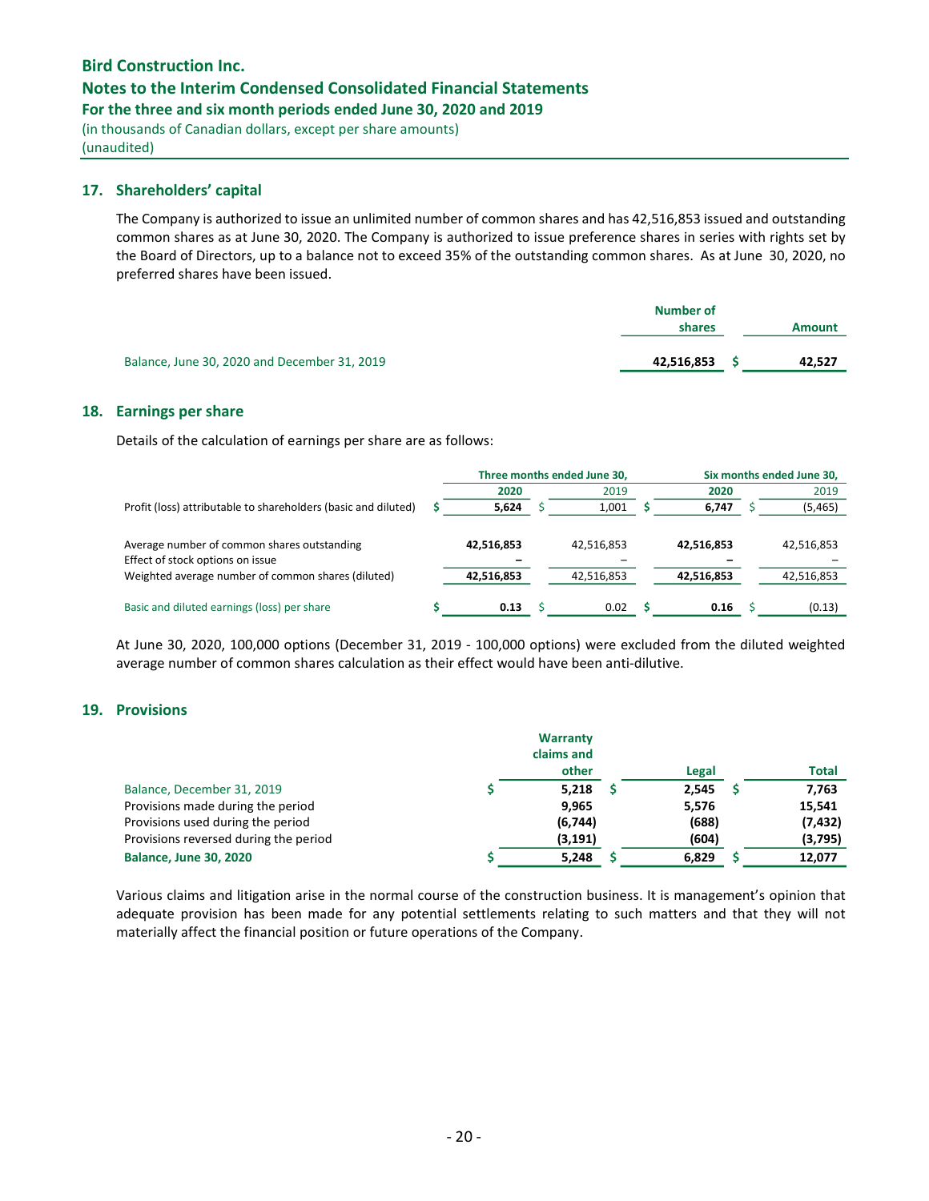## 17. Shareholders' capital

The Company is authorized to issue an unlimited number of common shares and has 42,516,853 issued and outstanding common shares as at June 30, 2020. The Company is authorized to issue preference shares in series with rights set by the Board of Directors, up to a balance not to exceed 35% of the outstanding common shares. As at June 30, 2020, no preferred shares have been issued.

| | Number of shares | Amount |
|---|---|---|
| Balance, June 30, 2020 and December 31, 2019 | **42,516,853** | **$ 42,527** |

## 18. Earnings per share

Details of the calculation of earnings per share are as follows:

| | Three months ended June 30, | | Six months ended June 30, | |
|---|---|---|---|---|
| | **2020** | 2019 | **2020** | 2019 |
| Profit (loss) attributable to shareholders (basic and diluted) | **$ 5,624** | $ 1,001 | **$ 6,747** | $ (5,465) |
| Average number of common shares outstanding | **42,516,853** | 42,516,853 | **42,516,853** | 42,516,853 |
| Effect of stock options on issue | **–** | – | **–** | – |
| Weighted average number of common shares (diluted) | **42,516,853** | 42,516,853 | **42,516,853** | 42,516,853 |
| Basic and diluted earnings (loss) per share | **$ 0.13** | $ 0.02 | **$ 0.16** | $ (0.13) |

At June 30, 2020, 100,000 options (December 31, 2019 - 100,000 options) were excluded from the diluted weighted average number of common shares calculation as their effect would have been anti-dilutive.

## 19. Provisions

| | Warranty claims and other | Legal | Total |
|---|---|---|---|
| Balance, December 31, 2019 | **$ 5,218** | **$ 2,545** | **$ 7,763** |
| Provisions made during the period | **9,965** | **5,576** | **15,541** |
| Provisions used during the period | **(6,744)** | **(688)** | **(7,432)** |
| Provisions reversed during the period | **(3,191)** | **(604)** | **(3,795)** |
| **Balance, June 30, 2020** | **$ 5,248** | **$ 6,829** | **$ 12,077** |

Various claims and litigation arise in the normal course of the construction business. It is management's opinion that adequate provision has been made for any potential settlements relating to such matters and that they will not materially affect the financial position or future operations of the Company.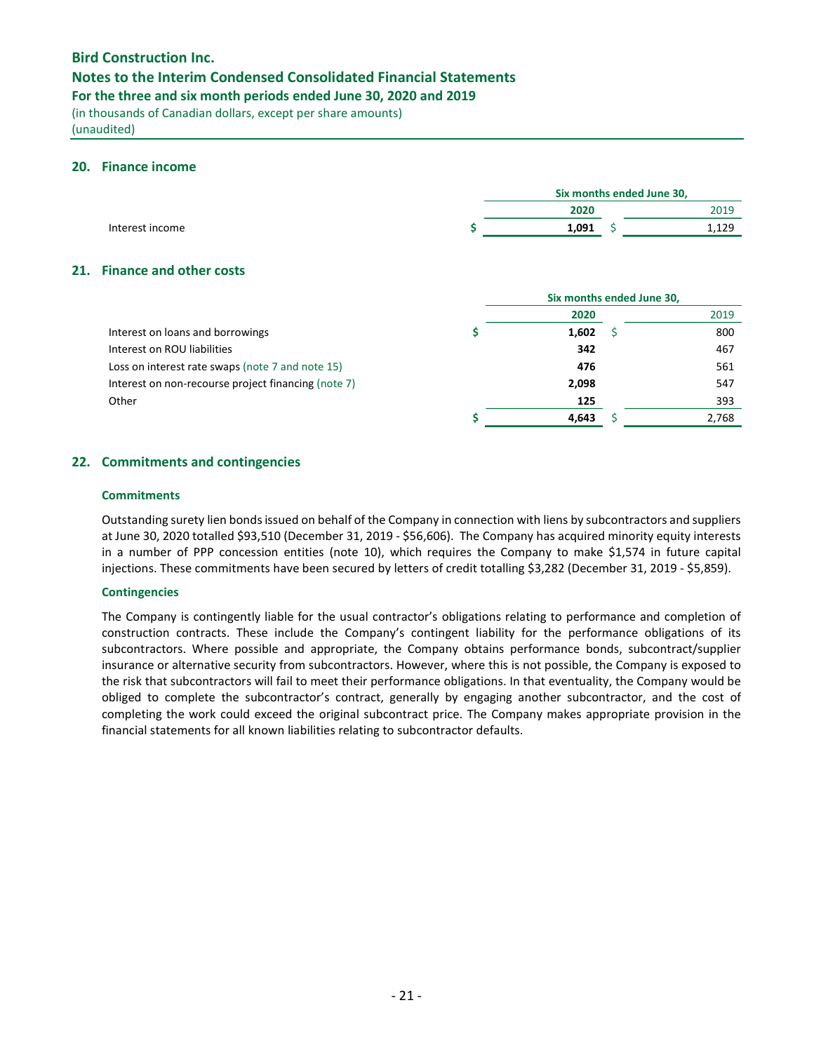## 20. Finance income

| | Six months ended June 30, | |
|---|---|---|
| | **2020** | 2019 |
| Interest income | **$ 1,091** | $ 1,129 |

## 21. Finance and other costs

| | Six months ended June 30, | |
|---|---|---|
| | **2020** | 2019 |
| Interest on loans and borrowings | **$ 1,602** | $ 800 |
| Interest on ROU liabilities | **342** | 467 |
| Loss on interest rate swaps (note 7 and note 15) | **476** | 561 |
| Interest on non-recourse project financing (note 7) | **2,098** | 547 |
| Other | **125** | 393 |
| | **$ 4,643** | $ 2,768 |

## 22. Commitments and contingencies

### Commitments

Outstanding surety lien bonds issued on behalf of the Company in connection with liens by subcontractors and suppliers at June 30, 2020 totalled $93,510 (December 31, 2019 - $56,606). The Company has acquired minority equity interests in a number of PPP concession entities (note 10), which requires the Company to make $1,574 in future capital injections. These commitments have been secured by letters of credit totalling $3,282 (December 31, 2019 - $5,859).

### Contingencies

The Company is contingently liable for the usual contractor's obligations relating to performance and completion of construction contracts. These include the Company's contingent liability for the performance obligations of its subcontractors. Where possible and appropriate, the Company obtains performance bonds, subcontract/supplier insurance or alternative security from subcontractors. However, where this is not possible, the Company is exposed to the risk that subcontractors will fail to meet their performance obligations. In that eventuality, the Company would be obliged to complete the subcontractor's contract, generally by engaging another subcontractor, and the cost of completing the work could exceed the original subcontract price. The Company makes appropriate provision in the financial statements for all known liabilities relating to subcontractor defaults.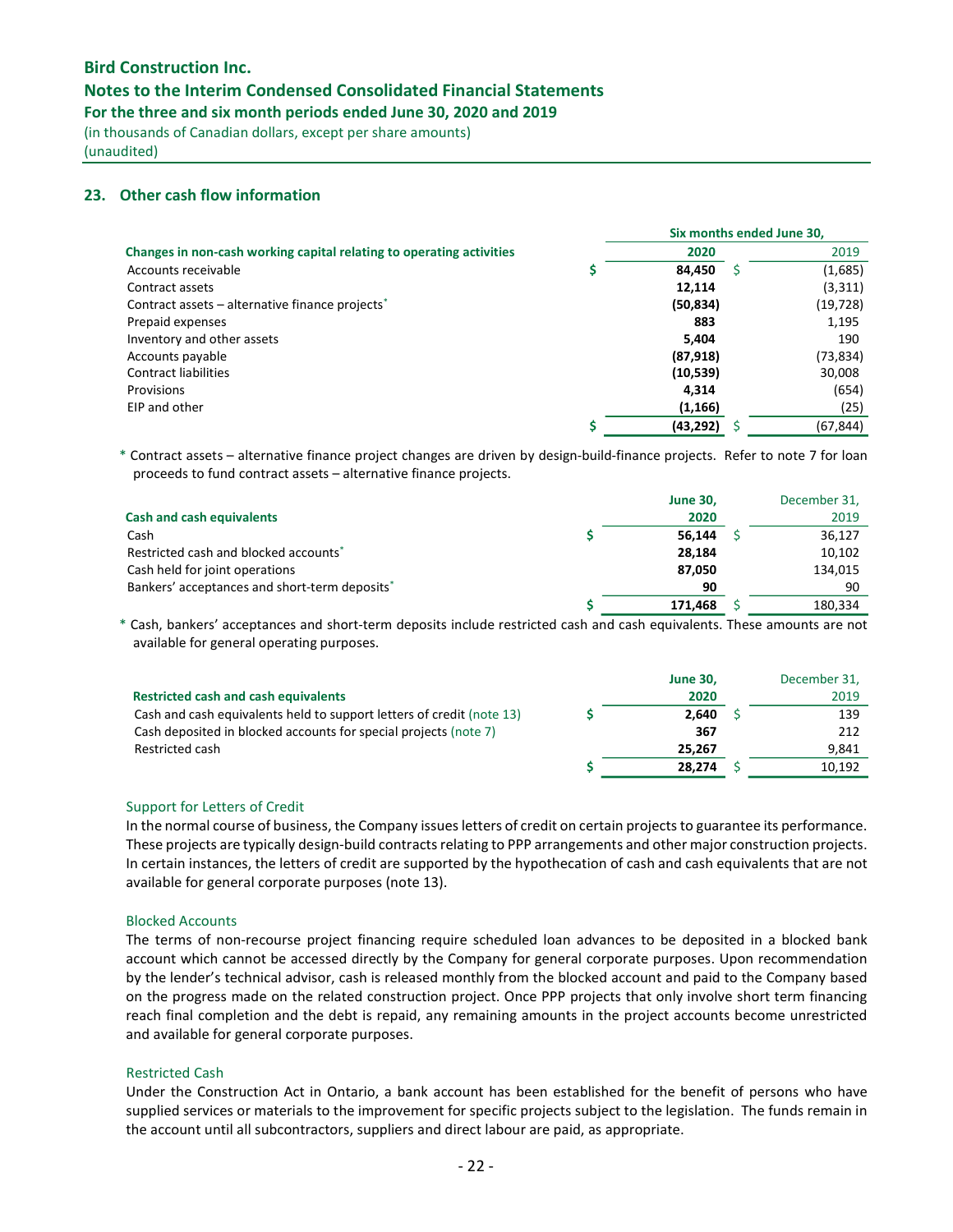## 23. Other cash flow information

| Changes in non-cash working capital relating to operating activities | Six months ended June 30, 2020 | 2019 |
|---|---|---|
| Accounts receivable | $ **84,450** | $ (1,685) |
| Contract assets | **12,114** | (3,311) |
| Contract assets – alternative finance projects* | **(50,834)** | (19,728) |
| Prepaid expenses | **883** | 1,195 |
| Inventory and other assets | **5,404** | 190 |
| Accounts payable | **(87,918)** | (73,834) |
| Contract liabilities | **(10,539)** | 30,008 |
| Provisions | **4,314** | (654) |
| EIP and other | **(1,166)** | (25) |
| | $ **(43,292)** | $ (67,844) |

\* Contract assets – alternative finance project changes are driven by design-build-finance projects. Refer to note 7 for loan proceeds to fund contract assets – alternative finance projects.

| Cash and cash equivalents | June 30, 2020 | December 31, 2019 |
|---|---|---|
| Cash | $ **56,144** | $ 36,127 |
| Restricted cash and blocked accounts* | **28,184** | 10,102 |
| Cash held for joint operations | **87,050** | 134,015 |
| Bankers' acceptances and short-term deposits* | **90** | 90 |
| | $ **171,468** | $ 180,334 |

\* Cash, bankers' acceptances and short-term deposits include restricted cash and cash equivalents. These amounts are not available for general operating purposes.

| Restricted cash and cash equivalents | June 30, 2020 | December 31, 2019 |
|---|---|---|
| Cash and cash equivalents held to support letters of credit (note 13) | $ **2,640** | $ 139 |
| Cash deposited in blocked accounts for special projects (note 7) | **367** | 212 |
| Restricted cash | **25,267** | 9,841 |
| | $ **28,274** | $ 10,192 |

### Support for Letters of Credit

In the normal course of business, the Company issues letters of credit on certain projects to guarantee its performance. These projects are typically design-build contracts relating to PPP arrangements and other major construction projects. In certain instances, the letters of credit are supported by the hypothecation of cash and cash equivalents that are not available for general corporate purposes (note 13).

### Blocked Accounts

The terms of non-recourse project financing require scheduled loan advances to be deposited in a blocked bank account which cannot be accessed directly by the Company for general corporate purposes. Upon recommendation by the lender's technical advisor, cash is released monthly from the blocked account and paid to the Company based on the progress made on the related construction project. Once PPP projects that only involve short term financing reach final completion and the debt is repaid, any remaining amounts in the project accounts become unrestricted and available for general corporate purposes.

### Restricted Cash

Under the Construction Act in Ontario, a bank account has been established for the benefit of persons who have supplied services or materials to the improvement for specific projects subject to the legislation. The funds remain in the account until all subcontractors, suppliers and direct labour are paid, as appropriate.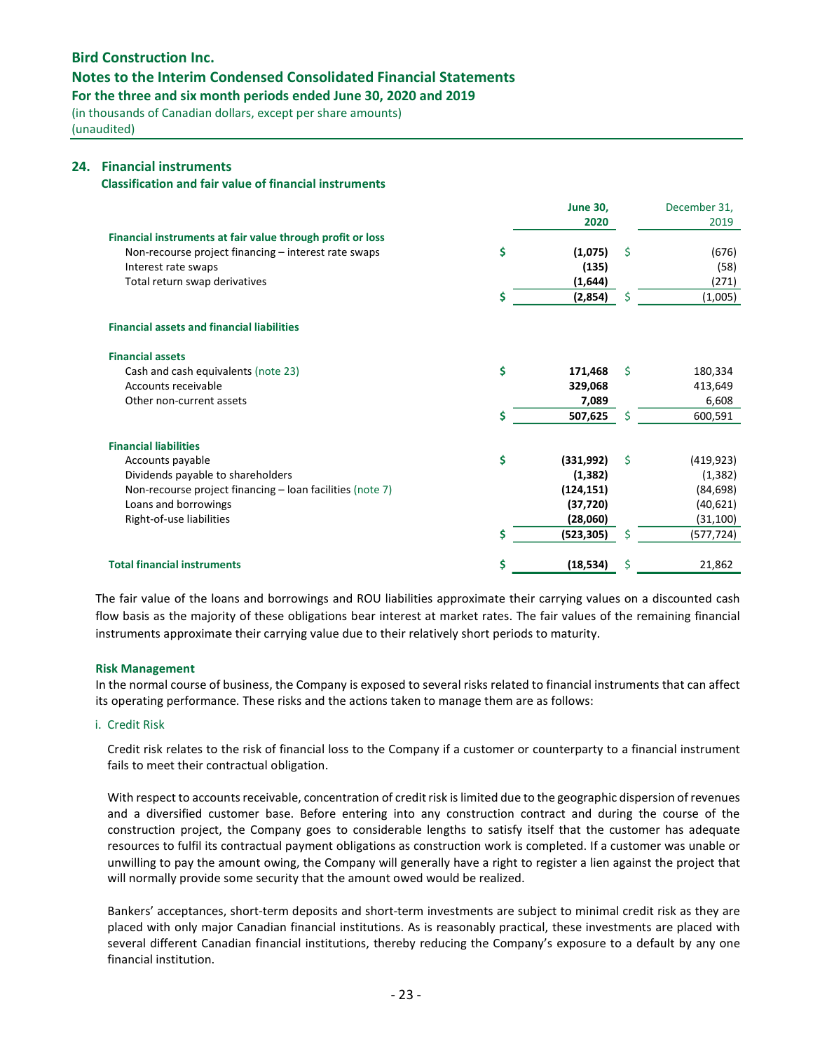## 24. Financial instruments

**Classification and fair value of financial instruments**

| | | June 30, 2020 | | December 31, 2019 |
|---|---|---|---|---|
| **Financial instruments at fair value through profit or loss** | | | | |
| Non-recourse project financing – interest rate swaps | $ | **(1,075)** | $ | (676) |
| Interest rate swaps | | **(135)** | | (58) |
| Total return swap derivatives | | **(1,644)** | | (271) |
| | $ | **(2,854)** | $ | (1,005) |
| **Financial assets and financial liabilities** | | | | |
| **Financial assets** | | | | |
| Cash and cash equivalents (note 23) | $ | **171,468** | $ | 180,334 |
| Accounts receivable | | **329,068** | | 413,649 |
| Other non-current assets | | **7,089** | | 6,608 |
| | $ | **507,625** | $ | 600,591 |
| **Financial liabilities** | | | | |
| Accounts payable | $ | **(331,992)** | $ | (419,923) |
| Dividends payable to shareholders | | **(1,382)** | | (1,382) |
| Non-recourse project financing – loan facilities (note 7) | | **(124,151)** | | (84,698) |
| Loans and borrowings | | **(37,720)** | | (40,621) |
| Right-of-use liabilities | | **(28,060)** | | (31,100) |
| | $ | **(523,305)** | $ | (577,724) |
| **Total financial instruments** | $ | **(18,534)** | $ | 21,862 |

The fair value of the loans and borrowings and ROU liabilities approximate their carrying values on a discounted cash flow basis as the majority of these obligations bear interest at market rates. The fair values of the remaining financial instruments approximate their carrying value due to their relatively short periods to maturity.

**Risk Management**

In the normal course of business, the Company is exposed to several risks related to financial instruments that can affect its operating performance. These risks and the actions taken to manage them are as follows:

i. Credit Risk

Credit risk relates to the risk of financial loss to the Company if a customer or counterparty to a financial instrument fails to meet their contractual obligation.

With respect to accounts receivable, concentration of credit risk is limited due to the geographic dispersion of revenues and a diversified customer base. Before entering into any construction contract and during the course of the construction project, the Company goes to considerable lengths to satisfy itself that the customer has adequate resources to fulfil its contractual payment obligations as construction work is completed. If a customer was unable or unwilling to pay the amount owing, the Company will generally have a right to register a lien against the project that will normally provide some security that the amount owed would be realized.

Bankers' acceptances, short-term deposits and short-term investments are subject to minimal credit risk as they are placed with only major Canadian financial institutions. As is reasonably practical, these investments are placed with several different Canadian financial institutions, thereby reducing the Company's exposure to a default by any one financial institution.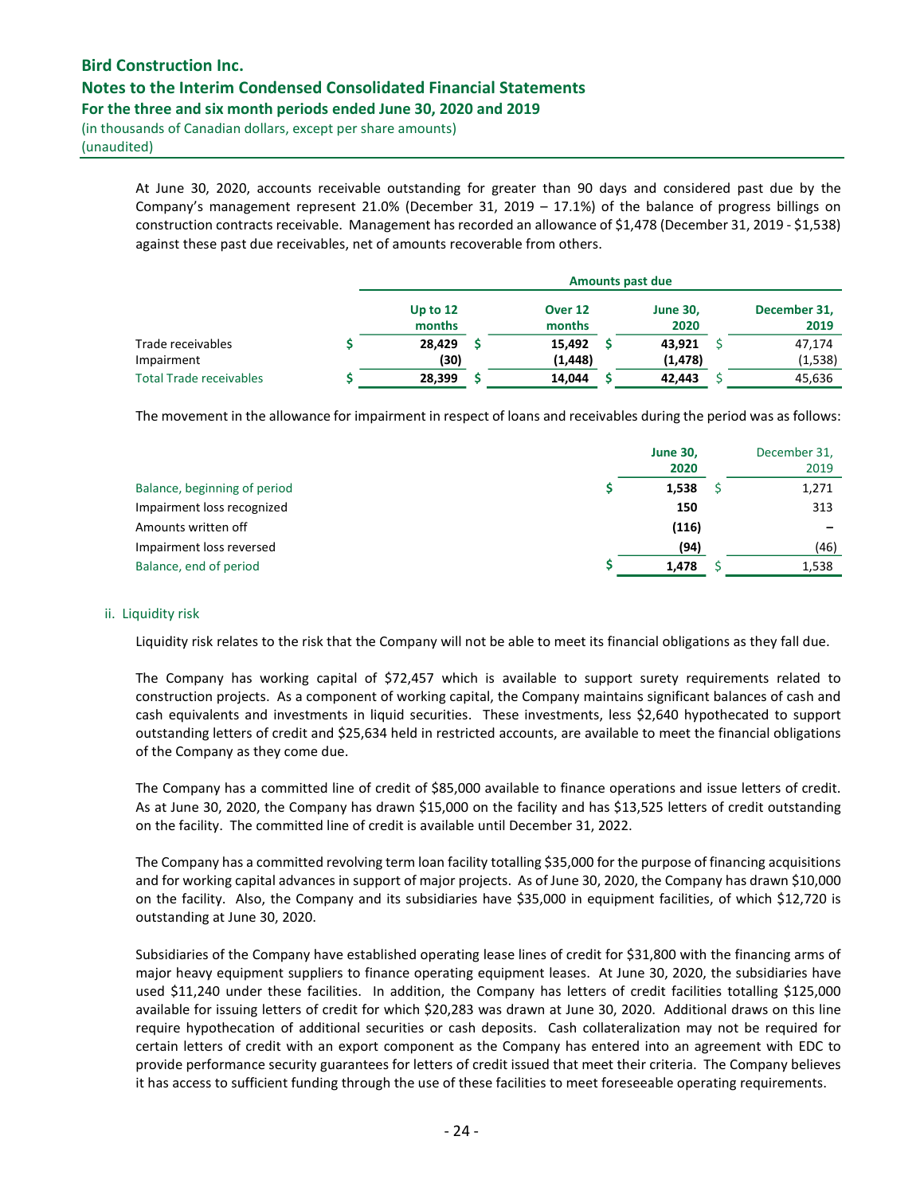At June 30, 2020, accounts receivable outstanding for greater than 90 days and considered past due by the Company's management represent 21.0% (December 31, 2019 – 17.1%) of the balance of progress billings on construction contracts receivable. Management has recorded an allowance of $1,478 (December 31, 2019 - $1,538) against these past due receivables, net of amounts recoverable from others.

| | Amounts past due | | | |
|---|---|---|---|---|
| | **Up to 12 months** | **Over 12 months** | **June 30, 2020** | **December 31, 2019** |
| Trade receivables | $ **28,429** | $ **15,492** | $ **43,921** | $ 47,174 |
| Impairment | **(30)** | **(1,448)** | **(1,478)** | (1,538) |
| Total Trade receivables | $ **28,399** | $ **14,044** | $ **42,443** | $ 45,636 |

The movement in the allowance for impairment in respect of loans and receivables during the period was as follows:

| | **June 30, 2020** | December 31, 2019 |
|---|---|---|
| Balance, beginning of period | $ **1,538** | $ 1,271 |
| Impairment loss recognized | **150** | 313 |
| Amounts written off | **(116)** | – |
| Impairment loss reversed | **(94)** | (46) |
| Balance, end of period | $ **1,478** | $ 1,538 |

ii. Liquidity risk

Liquidity risk relates to the risk that the Company will not be able to meet its financial obligations as they fall due.

The Company has working capital of $72,457 which is available to support surety requirements related to construction projects. As a component of working capital, the Company maintains significant balances of cash and cash equivalents and investments in liquid securities. These investments, less $2,640 hypothecated to support outstanding letters of credit and $25,634 held in restricted accounts, are available to meet the financial obligations of the Company as they come due.

The Company has a committed line of credit of $85,000 available to finance operations and issue letters of credit. As at June 30, 2020, the Company has drawn $15,000 on the facility and has $13,525 letters of credit outstanding on the facility. The committed line of credit is available until December 31, 2022.

The Company has a committed revolving term loan facility totalling $35,000 for the purpose of financing acquisitions and for working capital advances in support of major projects. As of June 30, 2020, the Company has drawn $10,000 on the facility. Also, the Company and its subsidiaries have $35,000 in equipment facilities, of which $12,720 is outstanding at June 30, 2020.

Subsidiaries of the Company have established operating lease lines of credit for $31,800 with the financing arms of major heavy equipment suppliers to finance operating equipment leases. At June 30, 2020, the subsidiaries have used $11,240 under these facilities. In addition, the Company has letters of credit facilities totalling $125,000 available for issuing letters of credit for which $20,283 was drawn at June 30, 2020. Additional draws on this line require hypothecation of additional securities or cash deposits. Cash collateralization may not be required for certain letters of credit with an export component as the Company has entered into an agreement with EDC to provide performance security guarantees for letters of credit issued that meet their criteria. The Company believes it has access to sufficient funding through the use of these facilities to meet foreseeable operating requirements.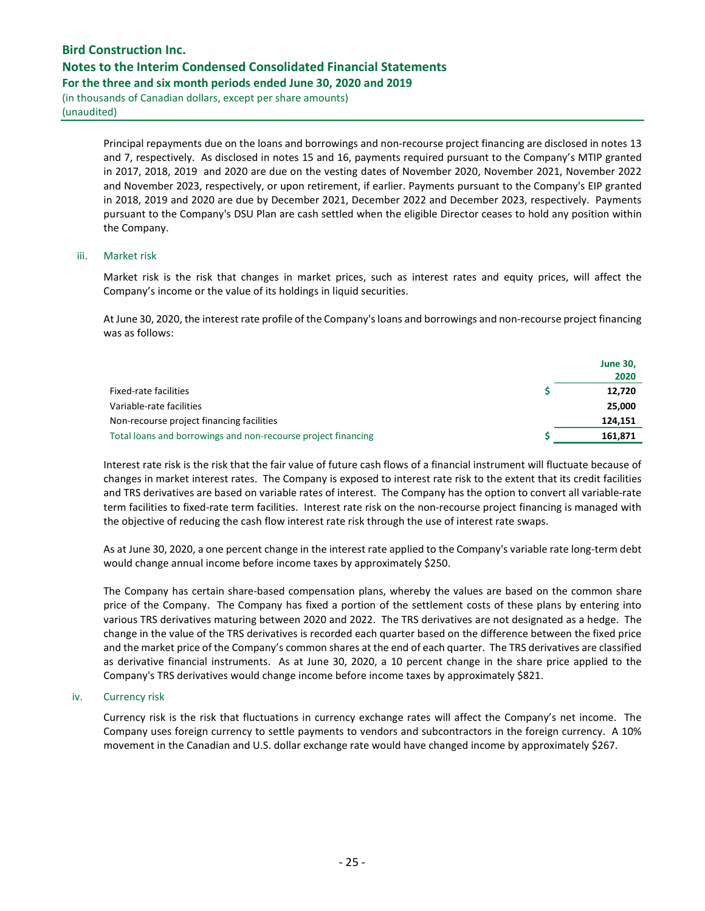Principal repayments due on the loans and borrowings and non-recourse project financing are disclosed in notes 13 and 7, respectively. As disclosed in notes 15 and 16, payments required pursuant to the Company's MTIP granted in 2017, 2018, 2019 and 2020 are due on the vesting dates of November 2020, November 2021, November 2022 and November 2023, respectively, or upon retirement, if earlier. Payments pursuant to the Company's EIP granted in 2018, 2019 and 2020 are due by December 2021, December 2022 and December 2023, respectively. Payments pursuant to the Company's DSU Plan are cash settled when the eligible Director ceases to hold any position within the Company.

iii. Market risk

Market risk is the risk that changes in market prices, such as interest rates and equity prices, will affect the Company's income or the value of its holdings in liquid securities.

At June 30, 2020, the interest rate profile of the Company's loans and borrowings and non-recourse project financing was as follows:

| | | June 30, 2020 |
|---|---|---|
| Fixed-rate facilities | $ | **12,720** |
| Variable-rate facilities | | **25,000** |
| Non-recourse project financing facilities | | **124,151** |
| Total loans and borrowings and non-recourse project financing | $ | **161,871** |

Interest rate risk is the risk that the fair value of future cash flows of a financial instrument will fluctuate because of changes in market interest rates. The Company is exposed to interest rate risk to the extent that its credit facilities and TRS derivatives are based on variable rates of interest. The Company has the option to convert all variable-rate term facilities to fixed-rate term facilities. Interest rate risk on the non-recourse project financing is managed with the objective of reducing the cash flow interest rate risk through the use of interest rate swaps.

As at June 30, 2020, a one percent change in the interest rate applied to the Company's variable rate long-term debt would change annual income before income taxes by approximately $250.

The Company has certain share-based compensation plans, whereby the values are based on the common share price of the Company. The Company has fixed a portion of the settlement costs of these plans by entering into various TRS derivatives maturing between 2020 and 2022. The TRS derivatives are not designated as a hedge. The change in the value of the TRS derivatives is recorded each quarter based on the difference between the fixed price and the market price of the Company's common shares at the end of each quarter. The TRS derivatives are classified as derivative financial instruments. As at June 30, 2020, a 10 percent change in the share price applied to the Company's TRS derivatives would change income before income taxes by approximately $821.

iv. Currency risk

Currency risk is the risk that fluctuations in currency exchange rates will affect the Company's net income. The Company uses foreign currency to settle payments to vendors and subcontractors in the foreign currency. A 10% movement in the Canadian and U.S. dollar exchange rate would have changed income by approximately $267.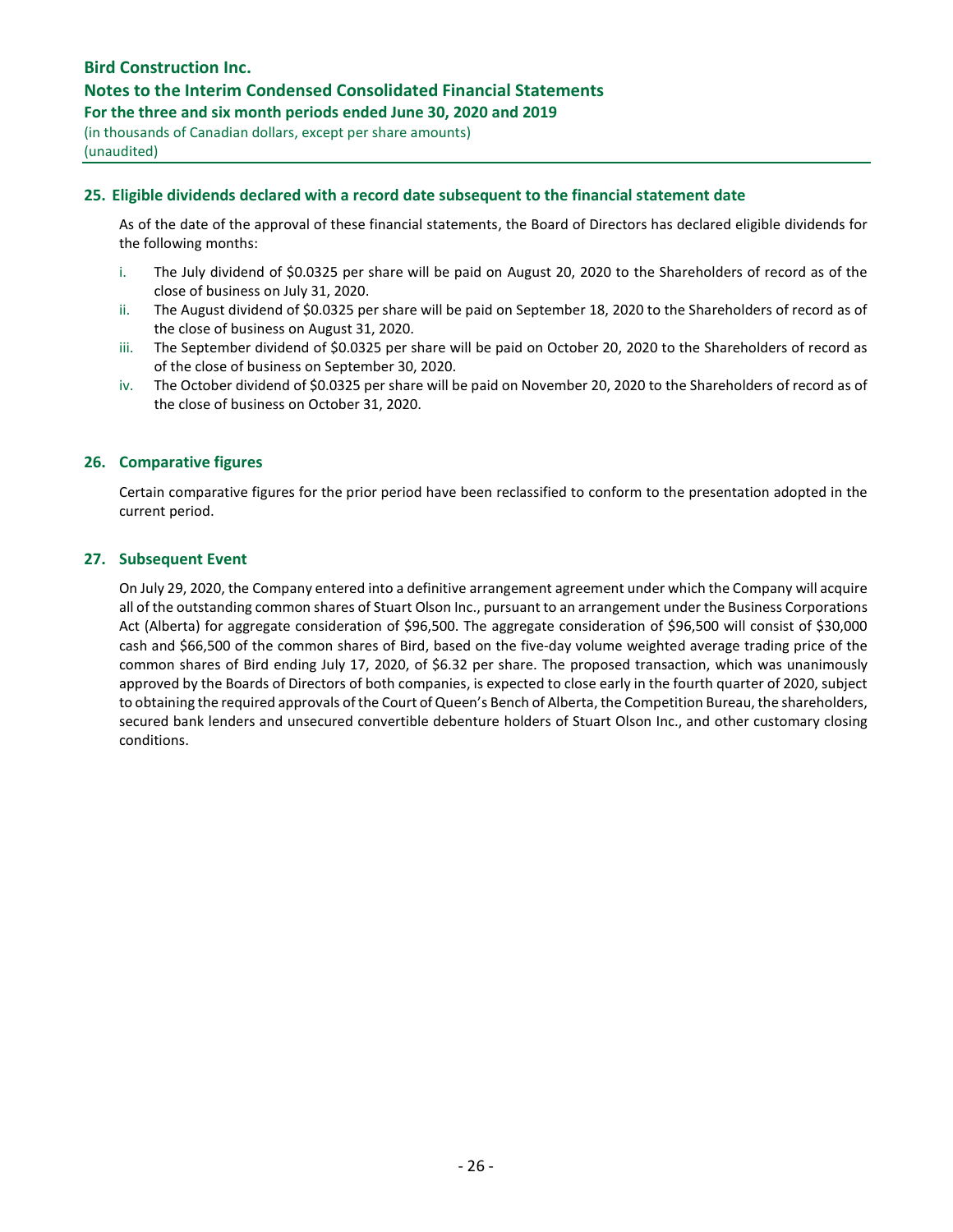## 25. Eligible dividends declared with a record date subsequent to the financial statement date

As of the date of the approval of these financial statements, the Board of Directors has declared eligible dividends for the following months:

i. The July dividend of $0.0325 per share will be paid on August 20, 2020 to the Shareholders of record as of the close of business on July 31, 2020.
ii. The August dividend of $0.0325 per share will be paid on September 18, 2020 to the Shareholders of record as of the close of business on August 31, 2020.
iii. The September dividend of $0.0325 per share will be paid on October 20, 2020 to the Shareholders of record as of the close of business on September 30, 2020.
iv. The October dividend of $0.0325 per share will be paid on November 20, 2020 to the Shareholders of record as of the close of business on October 31, 2020.

## 26. Comparative figures

Certain comparative figures for the prior period have been reclassified to conform to the presentation adopted in the current period.

## 27. Subsequent Event

On July 29, 2020, the Company entered into a definitive arrangement agreement under which the Company will acquire all of the outstanding common shares of Stuart Olson Inc., pursuant to an arrangement under the Business Corporations Act (Alberta) for aggregate consideration of $96,500. The aggregate consideration of $96,500 will consist of $30,000 cash and $66,500 of the common shares of Bird, based on the five-day volume weighted average trading price of the common shares of Bird ending July 17, 2020, of $6.32 per share. The proposed transaction, which was unanimously approved by the Boards of Directors of both companies, is expected to close early in the fourth quarter of 2020, subject to obtaining the required approvals of the Court of Queen's Bench of Alberta, the Competition Bureau, the shareholders, secured bank lenders and unsecured convertible debenture holders of Stuart Olson Inc., and other customary closing conditions.